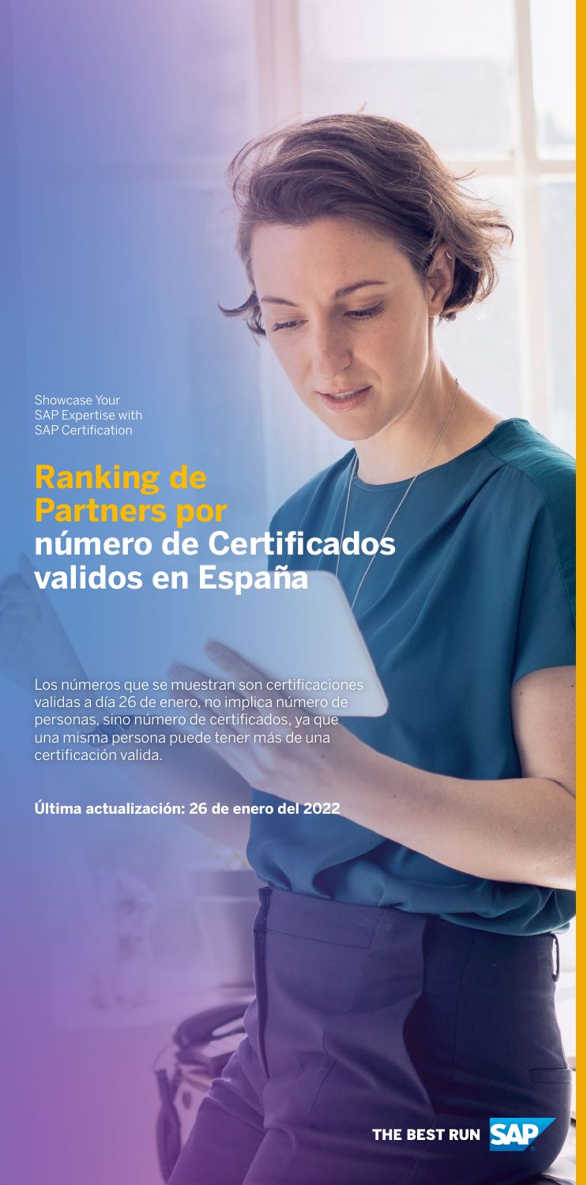Showcase Your SAP Expertise with SAP Certification

# Ranking de Partners por número de Certificados validos en España

Los números que se muestran son certificaciones validas a día 26 de enero, no implica número de personas, sino número de certificados, ya que una misma persona puede tener más de una certificación valida.

**Última actualización: 26 de enero del 2022**

THE BEST RUN SAP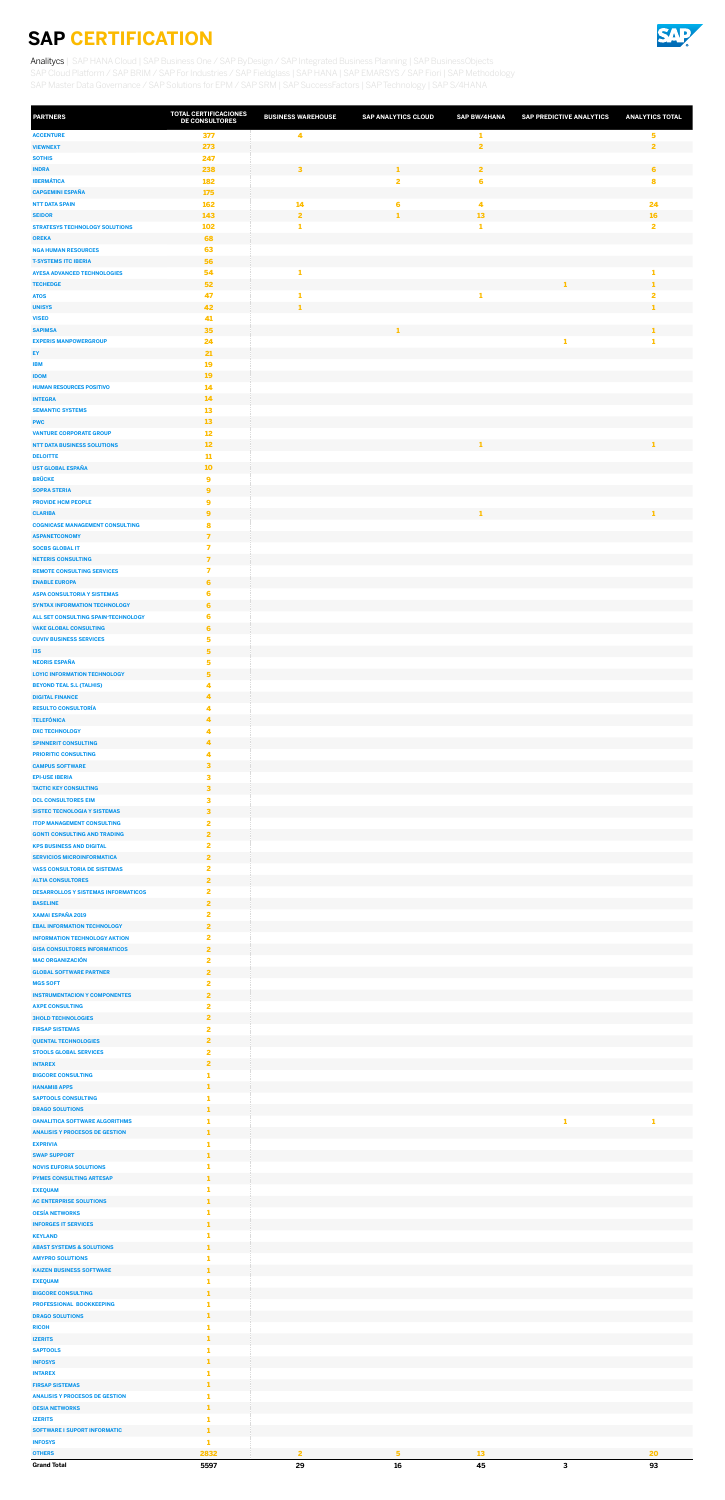# SAP CERTIFICATION

Analytics | SAP HANA Cloud / SAP Business One / SAP ByDesign / SAP Integrated Business Planning | SAP BusinessObjects SAP Cloud Platform / SAP BRIM / SAP For Industries / SAP Fieldglass | SAP HANA | SAP EMARSYS / SAP Fiori | SAP Methodology SAP Master Data Governance / SAP Solutions for EPM / SAP SRM | SAP SuccessFactors | SAP Technology | SAP S/4HANA

| PARTNERS | TOTAL CERTIFICACIONES DE CONSULTORES | BUSINESS WAREHOUSE | SAP ANALYTICS CLOUD | SAP BW/4HANA | SAP PREDICTIVE ANALYTICS | ANALYTICS TOTAL |
|---|---|---|---|---|---|---|
| ACCENTURE | 377 | 4 | | 1 | | 5 |
| VIEWNEXT | 273 | | | 2 | | 2 |
| SOTHIS | 247 | | | | | |
| INDRA | 238 | 3 | 1 | 2 | | 6 |
| IBERMÁTICA | 182 | | 2 | 6 | | 8 |
| CAPGEMINI ESPAÑA | 175 | | | | | |
| NTT DATA SPAIN | 162 | 14 | 6 | 4 | | 24 |
| SEIDOR | 143 | 2 | 1 | 13 | | 16 |
| STRATESYS TECHNOLOGY SOLUTIONS | 102 | 1 | | 1 | | 2 |
| OREKA | 68 | | | | | |
| NGA HUMAN RESOURCES | 63 | | | | | |
| T-SYSTEMS ITC IBERIA | 56 | | | | | |
| AYESA ADVANCED TECHNOLOGIES | 54 | 1 | | | | 1 |
| TECHEDGE | 52 | | | | 1 | 1 |
| ATOS | 47 | 1 | | 1 | | 2 |
| UNISYS | 42 | 1 | | | | 1 |
| VISEO | 41 | | | | | |
| SAPIMSA | 35 | | 1 | | | 1 |
| EXPERIS MANPOWERGROUP | 24 | | | | 1 | 1 |
| EY | 21 | | | | | |
| IBM | 19 | | | | | |
| IDOM | 19 | | | | | |
| HUMAN RESOURCES POSITIVO | 14 | | | | | |
| INTEGRA | 14 | | | | | |
| SEMANTIC SYSTEMS | 13 | | | | | |
| PWC | 13 | | | | | |
| VANTURE CORPORATE GROUP | 12 | | | | | |
| NTT DATA BUSINESS SOLUTIONS | 12 | | | 1 | | 1 |
| DELOITTE | 11 | | | | | |
| UST GLOBAL ESPAÑA | 10 | | | | | |
| BRÜCKE | 9 | | | | | |
| SOPRA STERIA | 9 | | | | | |
| PROVIDE HCM PEOPLE | 9 | | | | | |
| CLARIBA | 9 | | | 1 | | 1 |
| COGNICASE MANAGEMENT CONSULTING | 8 | | | | | |
| ASPANETCONOMY | 7 | | | | | |
| SOCBS GLOBAL IT | 7 | | | | | |
| NETERIS CONSULTING | 7 | | | | | |
| REMOTE CONSULTING SERVICES | 7 | | | | | |
| ENABLE EUROPA | 6 | | | | | |
| ASPA CONSULTORIA Y SISTEMAS | 6 | | | | | |
| SYNTAX INFORMATION TECHNOLOGY | 6 | | | | | |
| ALL SET CONSULTING SPAIN TECHNOLOGY | 6 | | | | | |
| VAKE GLOBAL CONSULTING | 6 | | | | | |
| CUVIV BUSINESS SERVICES | 5 | | | | | |
| I3S | 5 | | | | | |
| NEORIS ESPAÑA | 5 | | | | | |
| LOYIC INFORMATION TECHNOLOGY | 5 | | | | | |
| BEYOND TEAL S.L (TALHIS) | 4 | | | | | |
| DIGITAL FINANCE | 4 | | | | | |
| RESULTO CONSULTORÍA | 4 | | | | | |
| TELEFÓNICA | 4 | | | | | |
| DXC TECHNOLOGY | 4 | | | | | |
| SPINNERIT CONSULTING | 4 | | | | | |
| PRIORITIC CONSULTING | 4 | | | | | |
| CAMPUS SOFTWARE | 3 | | | | | |
| EPI-USE IBERIA | 3 | | | | | |
| TACTIC KEY CONSULTING | 3 | | | | | |
| DCL CONSULTORES EIM | 3 | | | | | |
| SISTEC TECNOLOGIA Y SISTEMAS | 3 | | | | | |
| ITDP MANAGEMENT CONSULTING | 2 | | | | | |
| GONTI CONSULTING AND TRADING | 2 | | | | | |
| KPS BUSINESS AND DIGITAL | 2 | | | | | |
| SERVICIOS MICROINFORMÁTICA | 2 | | | | | |
| VASS CONSULTORIA DE SISTEMAS | 2 | | | | | |
| ALTIA CONSULTORES | 2 | | | | | |
| DESARROLLOS Y SISTEMAS INFORMÁTICOS | 2 | | | | | |
| BASELINE | 2 | | | | | |
| XAMAI ESPAÑA 2019 | 2 | | | | | |
| EBAL INFORMATION TECHNOLOGY | 2 | | | | | |
| INFORMATION TECHNOLOGY AKTION | 2 | | | | | |
| GISA CONSULTORES INFORMATICOS | 2 | | | | | |
| MAC ORGANIZACIÓN | 2 | | | | | |
| GLOBAL SOFTWARE PARTNER | 2 | | | | | |
| MGS SOFT | 2 | | | | | |
| INSTRUMENTACION Y COMPONENTES | 2 | | | | | |
| AXPE CONSULTING | 2 | | | | | |
| 3HOLD TECHNOLOGIES | 2 | | | | | |
| FIRSAP SISTEMAS | 2 | | | | | |
| QUENTAL TECHNOLOGIES | 2 | | | | | |
| STOOLS GLOBAL SERVICES | 2 | | | | | |
| INTAREX | 2 | | | | | |
| BIGCORE CONSULTING | 1 | | | | | |
| HANAMIB APPS | 1 | | | | | |
| SAPTOOLS CONSULTING | 1 | | | | | |
| DRAGO SOLUTIONS | 1 | | | | | |
| OANALYTICA SOFTWARE ALGORITHMS | 1 | | | | 1 | 1 |
| ANALISIS Y PROCESOS DE GESTION | 1 | | | | | |
| EXPRIVIA | 1 | | | | | |
| SWAP SUPPORT | 1 | | | | | |
| NOVIS EUFORIA SOLUTIONS | 1 | | | | | |
| PYMES CONSULTING ARTESAP | 1 | | | | | |
| EXEQUAM | 1 | | | | | |
| AC ENTERPRISE SOLUTIONS | 1 | | | | | |
| OESÍA NETWORKS | 1 | | | | | |
| INFORGES IT SERVICES | 1 | | | | | |
| KEYLAND | 1 | | | | | |
| ABAST SYSTEMS & SOLUTIONS | 1 | | | | | |
| AMYPRO SOLUTIONS | 1 | | | | | |
| KAIZEN BUSINESS SOFTWARE | 1 | | | | | |
| EXEQUAM | 1 | | | | | |
| BIGCORE CONSULTING | 1 | | | | | |
| PROFESSIONAL BOOKKEEPING | 1 | | | | | |
| DRAGO SOLUTIONS | 1 | | | | | |
| RICOH | 1 | | | | | |
| IZERITS | 1 | | | | | |
| SAPTOOLS | 1 | | | | | |
| INFOSYS | 1 | | | | | |
| INTAREX | 1 | | | | | |
| FIRSAP SISTEMAS | 1 | | | | | |
| ANALISIS Y PROCESOS DE GESTION | 1 | | | | | |
| OESIA NETWORKS | 1 | | | | | |
| IZERITS | 1 | | | | | |
| SOFTWARE I SUPORT INFORMATIC | 1 | | | | | |
| INFOSYS | 1 | | | | | |
| OTHERS | 2832 | 2 | 5 | 13 | | 20 |
| **Grand Total** | **5597** | **29** | **16** | **45** | **3** | **93** |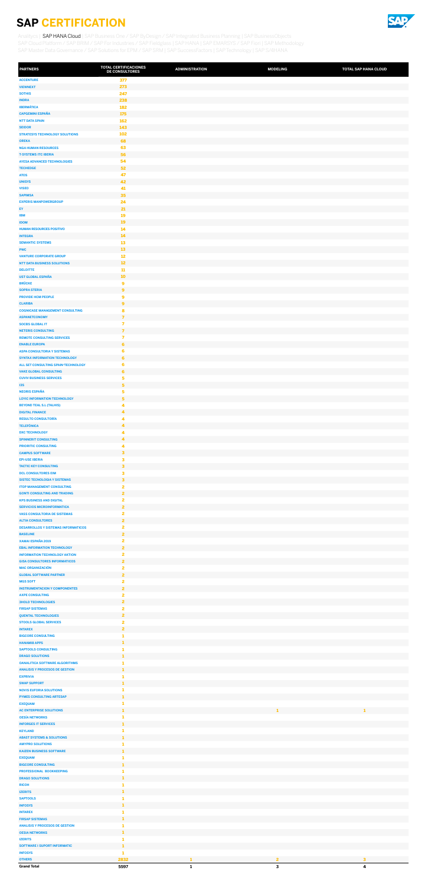# SAP CERTIFICATION

Analytics | SAP HANA Cloud | SAP Business One / SAP ByDesign / SAP Integrated Business Planning | SAP BusinessObjects
SAP Cloud Platform / SAP BRIM / SAP for Industries / SAP Fieldglass | SAP HANA | SAP EMARSYS / SAP Fiori | SAP Methodology
SAP Master Data Governance / SAP Solutions for EPM / SAP SRM | SAP SuccessFactors | SAP Technology | SAP S/4HANA

| PARTNERS | TOTAL CERTIFICACIONES DE CONSULTORES | ADMINISTRATION | MODELING | TOTAL SAP HANA CLOUD |
|---|---|---|---|---|
| ACCENTURE | 377 | | | |
| VIEWNEXT | 273 | | | |
| SOTHIS | 247 | | | |
| INDRA | 238 | | | |
| IBERMÁTICA | 182 | | | |
| CAPGEMINI ESPAÑA | 175 | | | |
| NTT DATA SPAIN | 162 | | | |
| SEIDOR | 143 | | | |
| STRATESYS TECHNOLOGY SOLUTIONS | 102 | | | |
| OREKA | 68 | | | |
| NGA HUMAN RESOURCES | 63 | | | |
| T-SYSTEMS ITC IBERIA | 56 | | | |
| AYESA ADVANCED TECHNOLOGIES | 54 | | | |
| TECHEDGE | 52 | | | |
| ATOS | 47 | | | |
| UNISYS | 42 | | | |
| VISEO | 41 | | | |
| SAPIMSA | 35 | | | |
| EXPERIS MANPOWERGROUP | 24 | | | |
| EY | 21 | | | |
| IBM | 19 | | | |
| IDOM | 19 | | | |
| HUMAN RESOURCES POSITIVO | 14 | | | |
| INTEGRA | 14 | | | |
| SEMANTIC SYSTEMS | 13 | | | |
| PWC | 13 | | | |
| VANTURE CORPORATE GROUP | 12 | | | |
| NTT DATA BUSINESS SOLUTIONS | 12 | | | |
| DELOITTE | 11 | | | |
| UST GLOBAL ESPAÑA | 10 | | | |
| BRÜCKE | 9 | | | |
| SOPRA STERIA | 9 | | | |
| PROVIDE HCM PEOPLE | 9 | | | |
| CLARIBA | 9 | | | |
| COGNICASE MANAGEMENT CONSULTING | 8 | | | |
| ASPANETCONOMY | 7 | | | |
| SOCBS GLOBAL IT | 7 | | | |
| NETERIS CONSULTING | 7 | | | |
| REMOTE CONSULTING SERVICES | 7 | | | |
| ENABLE EUROPA | 6 | | | |
| ASPA CONSULTORIA Y SISTEMAS | 6 | | | |
| SYNTAX INFORMATION TECHNOLOGY | 6 | | | |
| ALL SET CONSULTING SPAIN TECHNOLOGY | 6 | | | |
| VAKE GLOBAL CONSULTING | 6 | | | |
| CUVIV BUSINESS SERVICES | 5 | | | |
| I3S | 5 | | | |
| NEORIS ESPAÑA | 5 | | | |
| LOYIC INFORMATION TECHNOLOGY | 5 | | | |
| BEYOND TEAL S.L (TALHIS) | 4 | | | |
| DIGITAL FINANCE | 4 | | | |
| RESULTO CONSULTORÍA | 4 | | | |
| TELEFÓNICA | 4 | | | |
| DXC TECHNOLOGY | 4 | | | |
| SPINNERIT CONSULTING | 4 | | | |
| PRIORITIC CONSULTING | 4 | | | |
| CAMPUS SOFTWARE | 3 | | | |
| EPI-USE IBERIA | 3 | | | |
| TACTIC KEY CONSULTING | 3 | | | |
| DCL CONSULTORES EIM | 3 | | | |
| SISTEC TECNOLOGIA Y SISTEMAS | 3 | | | |
| ITOP MANAGEMENT CONSULTING | 2 | | | |
| GONTI CONSULTING AND TRADING | 2 | | | |
| KPS BUSINESS AND DIGITAL | 2 | | | |
| SERVICIOS MICROINFORMÁTICA | 2 | | | |
| VASS CONSULTORIA DE SISTEMAS | 2 | | | |
| ALTIA CONSULTORES | 2 | | | |
| DESARROLLOS Y SISTEMAS INFORMATICOS | 2 | | | |
| BASELINE | 2 | | | |
| XAMAI ESPAÑA 2019 | 2 | | | |
| EBAL INFORMATION TECHNOLOGY | 2 | | | |
| INFORMATION TECHNOLOGY AKTION | 2 | | | |
| GISA CONSULTORES INFORMATICOS | 2 | | | |
| MAC ORGANIZACIÓN | 2 | | | |
| GLOBAL SOFTWARE PARTNER | 2 | | | |
| MGS SOFT | 2 | | | |
| INSTRUMENTACION Y COMPONENTES | 2 | | | |
| AXPE CONSULTING | 2 | | | |
| 3HOLD TECHNOLOGIES | 2 | | | |
| FIRSAP SISTEMAS | 2 | | | |
| QUENTAL TECHNOLOGIES | 2 | | | |
| STOOLS GLOBAL SERVICES | 2 | | | |
| INTAREX | 2 | | | |
| BIGCORE CONSULTING | 1 | | | |
| HANAMIB APPS | 1 | | | |
| SAPTOOLS CONSULTING | 1 | | | |
| DRAGO SOLUTIONS | 1 | | | |
| OANALITICA SOFTWARE ALGORITHMS | 1 | | | |
| ANALISIS Y PROCESOS DE GESTION | 1 | | | |
| EXPRIVIA | 1 | | | |
| SWAP SUPPORT | 1 | | | |
| NOVIS EUFORIA SOLUTIONS | 1 | | | |
| PYMES CONSULTING ARTESAP | 1 | | | |
| EXEQUAM | 1 | | | |
| AC ENTERPRISE SOLUTIONS | 1 | | 1 | 1 |
| OESÍA NETWORKS | 1 | | | |
| INFORGES IT SERVICES | 1 | | | |
| KEYLAND | 1 | | | |
| ABAST SYSTEMS & SOLUTIONS | 1 | | | |
| AMYPRO SOLUTIONS | 1 | | | |
| KAIZEN BUSINESS SOFTWARE | 1 | | | |
| EXEQUAM | 1 | | | |
| BIGCORE CONSULTING | 1 | | | |
| PROFESSIONAL BOOKKEEPING | 1 | | | |
| DRAGO SOLUTIONS | 1 | | | |
| RICOH | 1 | | | |
| IZERTIS | 1 | | | |
| SAPTOOLS | 1 | | | |
| INFOSYS | 1 | | | |
| INTAREX | 1 | | | |
| FIRSAP SISTEMAS | 1 | | | |
| ANALISIS Y PROCESOS DE GESTION | 1 | | | |
| OESIA NETWORKS | 1 | | | |
| IZERTIS | 1 | | | |
| SOFTWARE I SUPORT INFORMATIC | 1 | | | |
| INFOSYS | 1 | | | |
| OTHERS | 2832 | 1 | 2 | 3 |
| **Grand Total** | **5597** | **1** | **3** | **4** |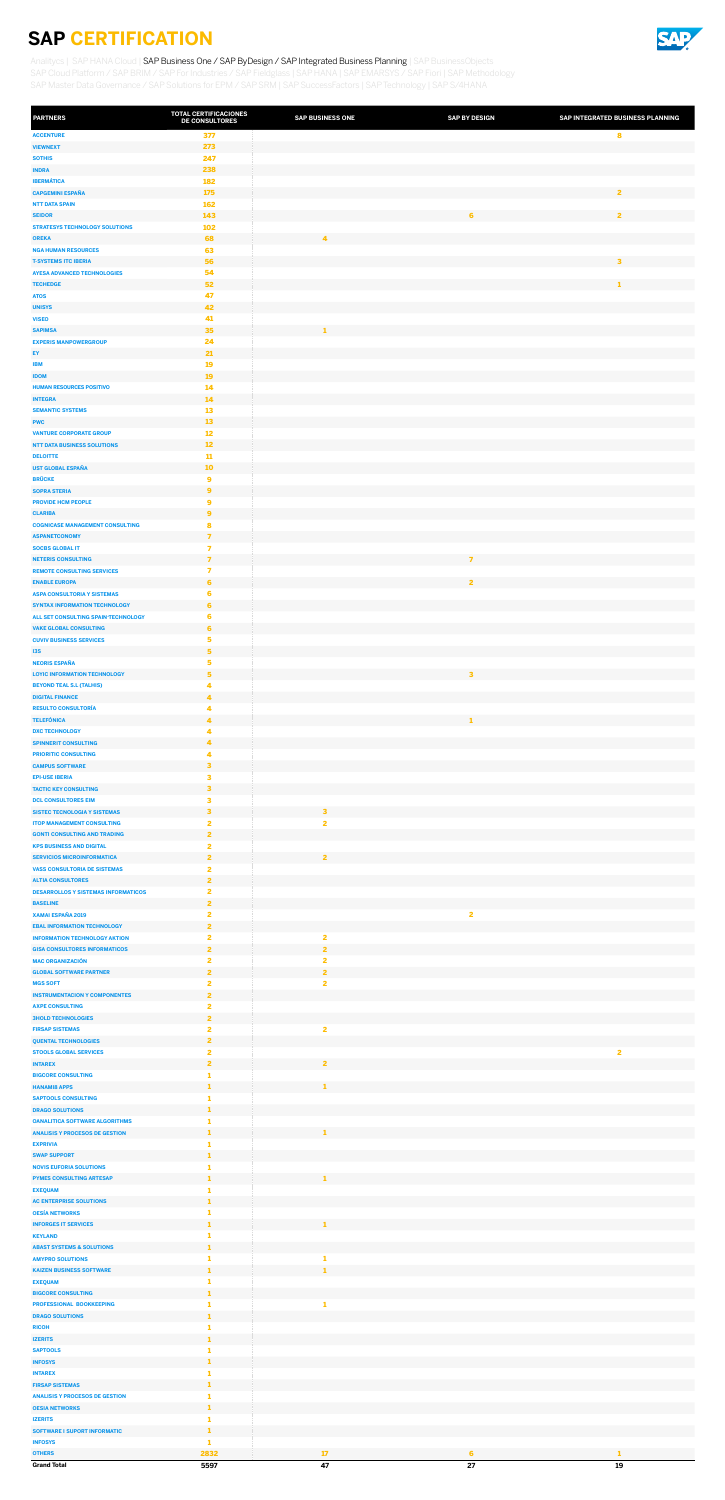# SAP CERTIFICATION

Analytics | SAP HANA Cloud | SAP Business One / SAP ByDesign / SAP Integrated Business Planning | SAP BusinessObjects
SAP Cloud Platform / SAP BRIM / SAP For Industries / SAP Fieldglass | SAP HANA | SAP EMARSYS / SAP Fiori | SAP Methodology
SAP Master Data Governance / SAP Solutions for EPM / SAP SRM | SAP SuccessFactors | SAP Technology | SAP S/4HANA

| PARTNERS | TOTAL CERTIFICACIONES DE CONSULTORES | SAP BUSINESS ONE | SAP BY DESIGN | SAP INTEGRATED BUSINESS PLANNING |
|---|---|---|---|---|
| ACCENTURE | 377 | | | 8 |
| VIEWNEXT | 273 | | | |
| SOTHIS | 247 | | | |
| INDRA | 238 | | | |
| IBERMÁTICA | 182 | | | |
| CAPGEMINI ESPAÑA | 175 | | | 2 |
| NTT DATA SPAIN | 162 | | | |
| SEIDOR | 143 | | 6 | 2 |
| STRATESYS TECHNOLOGY SOLUTIONS | 102 | | | |
| OREKA | 68 | 4 | | |
| NGA HUMAN RESOURCES | 63 | | | |
| T-SYSTEMS ITC IBERIA | 56 | | | 3 |
| AYESA ADVANCED TECHNOLOGIES | 54 | | | |
| TECHEDGE | 52 | | | 1 |
| ATOS | 47 | | | |
| UNISYS | 42 | | | |
| VISEO | 41 | | | |
| SAPIMSA | 35 | 1 | | |
| EXPERIS MANPOWERGROUP | 24 | | | |
| EY | 21 | | | |
| IBM | 19 | | | |
| IDOM | 19 | | | |
| HUMAN RESOURCES POSITIVO | 14 | | | |
| INTEGRA | 14 | | | |
| SEMANTIC SYSTEMS | 13 | | | |
| PWC | 13 | | | |
| VANTURE CORPORATE GROUP | 12 | | | |
| NTT DATA BUSINESS SOLUTIONS | 12 | | | |
| DELOITTE | 11 | | | |
| UST GLOBAL ESPAÑA | 10 | | | |
| BRÜCKE | 9 | | | |
| SOPRA STERIA | 9 | | | |
| PROVIDE HCM PEOPLE | 9 | | | |
| CLARIBA | 9 | | | |
| COGNICASE MANAGEMENT CONSULTING | 8 | | | |
| ASPANETCONOMY | 7 | | | |
| SOCBS GLOBAL IT | 7 | | | |
| NETERIS CONSULTING | 7 | | 7 | |
| REMOTE CONSULTING SERVICES | 7 | | | |
| ENABLE EUROPA | 6 | | 2 | |
| ASPA CONSULTORIA Y SISTEMAS | 6 | | | |
| SYNTAX INFORMATION TECHNOLOGY | 6 | | | |
| ALL SET CONSULTING SPAIN TECHNOLOGY | 6 | | | |
| VAKE GLOBAL CONSULTING | 6 | | | |
| CUVIV BUSINESS SERVICES | 5 | | | |
| I3S | 5 | | | |
| NEORIS ESPAÑA | 5 | | | |
| LOYIC INFORMATION TECHNOLOGY | 5 | | 3 | |
| BEYOND TEAL S.L (TALHIS) | 4 | | | |
| DIGITAL FINANCE | 4 | | | |
| RESULTO CONSULTORÍA | 4 | | | |
| TELEFÓNICA | 4 | | 1 | |
| DXC TECHNOLOGY | 4 | | | |
| SPINNERIT CONSULTING | 4 | | | |
| PRIORITIC CONSULTING | 4 | | | |
| CAMPUS SOFTWARE | 3 | | | |
| EPI-USE IBERIA | 3 | | | |
| TACTIC KEY CONSULTING | 3 | | | |
| DCL CONSULTORES EIM | 3 | | | |
| SISTEC TECNOLOGIA Y SISTEMAS | 3 | 3 | | |
| ITOP MANAGEMENT CONSULTING | 2 | 2 | | |
| GONTI CONSULTING AND TRADING | 2 | | | |
| KPS BUSINESS AND DIGITAL | 2 | | | |
| SERVICIOS MICROINFORMATICA | 2 | 2 | | |
| VASS CONSULTORIA DE SISTEMAS | 2 | | | |
| ALTIA CONSULTORES | 2 | | | |
| DESARROLLOS Y SISTEMAS INFORMATICOS | 2 | | | |
| BASELINE | 2 | | | |
| XAMAI ESPAÑA 2019 | 2 | | 2 | |
| EBAL INFORMATION TECHNOLOGY | 2 | | | |
| INFORMATION TECHNOLOGY AKTION | 2 | 2 | | |
| GISA CONSULTORES INFORMATICOS | 2 | 2 | | |
| MAC ORGANIZACIÓN | 2 | 2 | | |
| GLOBAL SOFTWARE PARTNER | 2 | 2 | | |
| MGS SOFT | 2 | 2 | | |
| INSTRUMENTACION Y COMPONENTES | 2 | | | |
| AXPE CONSULTING | 2 | | | |
| 3HOLD TECHNOLOGIES | 2 | | | |
| FIRSAP SISTEMAS | 2 | 2 | | |
| QUENTAL TECHNOLOGIES | 2 | | | |
| STOOLS GLOBAL SERVICES | 2 | | | 2 |
| INTAREX | 2 | 2 | | |
| BIGCORE CONSULTING | 1 | | | |
| HANAMIB APPS | 1 | 1 | | |
| SAPTOOLS CONSULTING | 1 | | | |
| DRAGO SOLUTIONS | 1 | | | |
| OANALITICA SOFTWARE ALGORITHMS | 1 | | | |
| ANALISIS Y PROCESOS DE GESTION | 1 | 1 | | |
| EXPRIVIA | 1 | | | |
| SWAP SUPPORT | 1 | | | |
| NOVIS EUFORIA SOLUTIONS | 1 | | | |
| PYMES CONSULTING ARTESAP | 1 | 1 | | |
| EXEQUAM | 1 | | | |
| AC ENTERPRISE SOLUTIONS | 1 | | | |
| OESÍA NETWORKS | 1 | | | |
| INFORGES IT SERVICES | 1 | 1 | | |
| KEYLAND | 1 | | | |
| ABAST SYSTEMS & SOLUTIONS | 1 | | | |
| AMYPRO SOLUTIONS | 1 | 1 | | |
| KAIZEN BUSINESS SOFTWARE | 1 | 1 | | |
| EXEQUAM | 1 | | | |
| BIGCORE CONSULTING | 1 | | | |
| PROFESSIONAL BOOKKEEPING | 1 | 1 | | |
| DRAGO SOLUTIONS | 1 | | | |
| RICOH | 1 | | | |
| IZERITS | 1 | | | |
| SAPTOOLS | 1 | | | |
| INFOSYS | 1 | | | |
| INTAREX | 1 | | | |
| FIRSAP SISTEMAS | 1 | | | |
| ANALISIS Y PROCESOS DE GESTION | 1 | | | |
| OESIA NETWORKS | 1 | | | |
| IZERITS | 1 | | | |
| SOFTWARE I SUPORT INFORMATIC | 1 | | | |
| INFOSYS | 1 | | | |
| OTHERS | 2832 | 17 | 6 | 1 |
| **Grand Total** | **5597** | **47** | **27** | **19** |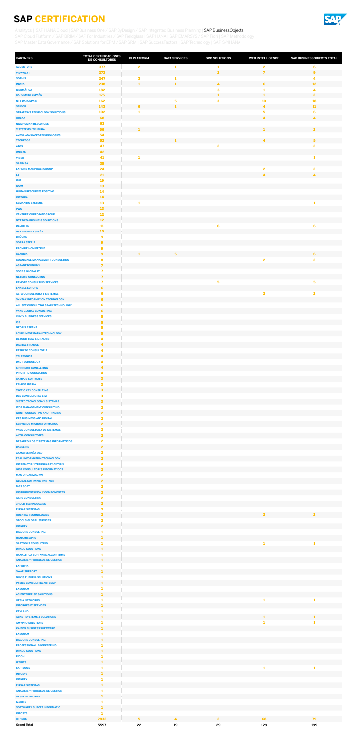# SAP CERTIFICATION

Analytics | SAP HANA Cloud | SAP Business One / SAP ByDesign / SAP Integrated Business Planning | SAP BusinessObjects
SAP Cloud Platform / SAP BRIM / SAP For Industries / SAP Fieldglass | SAP HANA | SAP EMARSYS / SAP Fiori | SAP Methodology
SAP Master Data Governance / SAP Solutions for EPM / SAP SRM | SAP SuccessFactors | SAP Technology | SAP S/4HANA

| PARTNERS | TOTAL CERTIFICACIONES DE CONSULTORES | BI PLATFORM | DATA SERVICES | GRC SOLUTIONS | WEB INTELLIGENCE | SAP BUSINESSOBJECTS TOTAL |
|---|---|---|---|---|---|---|
| ACCENTURE | 377 | 2 | 1 | 1 | 2 | 6 |
| VIEWNEXT | 273 | | | 2 | 7 | 9 |
| SOTHIS | 247 | 3 | 1 | | | 4 |
| INDRA | 238 | 1 | 1 | 4 | 6 | 12 |
| IBERMÁTICA | 182 | | | 3 | 1 | 4 |
| CAPGEMINI ESPAÑA | 175 | | | 1 | 1 | 2 |
| NTT DATA SPAIN | 162 | | 5 | 3 | 10 | 18 |
| SEIDOR | 143 | 6 | 1 | | 4 | 11 |
| STRATESYS TECHNOLOGY SOLUTIONS | 102 | 1 | | | 5 | 6 |
| OREKA | 68 | | | | 4 | 4 |
| NGA HUMAN RESOURCES | 63 | | | | | |
| T-SYSTEMS ITC IBERIA | 56 | 1 | | | 1 | 2 |
| AYESA ADVANCED TECHNOLOGIES | 54 | | | | | |
| TECHEDGE | 52 | | 1 | | 4 | 5 |
| ATOS | 47 | | | 2 | | 2 |
| UNISYS | 42 | | | | | |
| VISEO | 41 | 1 | | | | 1 |
| SAPIMSA | 35 | | | | | |
| EXPERIS MANPOWERGROUP | 24 | | | | 2 | 2 |
| EY | 21 | | | | 4 | 4 |
| IBM | 19 | | | | | |
| IDOM | 19 | | | | | |
| HUMAN RESOURCES POSITIVO | 14 | | | | | |
| INTEGRA | 14 | | | | | |
| SEMANTIC SYSTEMS | 13 | 1 | | | | 1 |
| PWC | 13 | | | | | |
| VANTURE CORPORATE GROUP | 12 | | | | | |
| NTT DATA BUSINESS SOLUTIONS | 12 | | | | | |
| DELOITTE | 11 | | | 6 | | 6 |
| UST GLOBAL ESPAÑA | 10 | | | | | |
| BRÜCKE | 9 | | | | | |
| SOPRA STERIA | 9 | | | | | |
| PROVIDE HCM PEOPLE | 9 | | | | | |
| CLARIBA | 9 | 1 | 5 | | | 6 |
| COGNICASE MANAGEMENT CONSULTING | 8 | | | | 2 | 2 |
| ASPANETCONOMY | 7 | | | | | |
| SOCBS GLOBAL IT | 7 | | | | | |
| NETERIS CONSULTING | 7 | | | | | |
| REMOTE CONSULTING SERVICES | 7 | | | 5 | | 5 |
| ENABLE EUROPA | 6 | | | | | |
| ASPA CONSULTORIA Y SISTEMAS | 6 | | | | 2 | 2 |
| SYNTAX INFORMATION TECHNOLOGY | 6 | | | | | |
| ALL SET CONSULTING SPAIN TECHNOLOGY | 6 | | | | | |
| VAKE GLOBAL CONSULTING | 6 | | | | | |
| CUVIV BUSINESS SERVICES | 5 | | | | | |
| I3S | 5 | | | | | |
| NEORIS ESPAÑA | 5 | | | | | |
| LOYIC INFORMATION TECHNOLOGY | 5 | | | | | |
| BEYOND TEAL S.L (TALHIS) | 4 | | | | | |
| DIGITAL FINANCE | 4 | | | | | |
| RESULTO CONSULTORÍA | 4 | | | | | |
| TELEFÓNICA | 4 | | | | | |
| DXC TECHNOLOGY | 4 | | | | | |
| SPINNERIT CONSULTING | 4 | | | | | |
| PRIORITIC CONSULTING | 4 | | | | | |
| CAMPUS SOFTWARE | 3 | | | | | |
| EPI-USE IBERIA | 3 | | | | | |
| TACTIC KEY CONSULTING | 3 | | | | | |
| DCL CONSULTORES EIM | 3 | | | | | |
| SISTEC TECNOLOGIA Y SISTEMAS | 3 | | | | | |
| ITOP MANAGEMENT CONSULTING | 2 | | | | | |
| GONTI CONSULTING AND TRADING | 2 | | | | | |
| KPS BUSINESS AND DIGITAL | 2 | | | | | |
| SERVICIOS MICROINFORMÁTICA | 2 | | | | | |
| VASS CONSULTORIA DE SISTEMAS | 2 | | | | | |
| ALTIA CONSULTORES | 2 | | | | | |
| DESARROLLOS Y SISTEMAS INFORMATICOS | 2 | | | | | |
| BASELINE | 2 | | | | | |
| XAMAI ESPAÑA 2019 | 2 | | | | | |
| EBAL INFORMATION TECHNOLOGY | 2 | | | | | |
| INFORMATION TECHNOLOGY AKTION | 2 | | | | | |
| GISA CONSULTORES INFORMATICOS | 2 | | | | | |
| MAC ORGANIZACIÓN | 2 | | | | | |
| GLOBAL SOFTWARE PARTNER | 2 | | | | | |
| MGS SOFT | 2 | | | | | |
| INSTRUMENTACION Y COMPONENTES | 2 | | | | | |
| AXPE CONSULTING | 2 | | | | | |
| 3HOLD TECHNOLOGIES | 2 | | | | | |
| FIRSAP SISTEMAS | 2 | | | | | |
| QUENTAL TECHNOLOGIES | 2 | | | | 2 | 2 |
| STOOLS GLOBAL SERVICES | 2 | | | | | |
| INTAREX | 2 | | | | | |
| BIGCORE CONSULTING | 1 | | | | | |
| HANAMI8 APPS | 1 | | | | | |
| SAPTOOLS CONSULTING | 1 | | | | 1 | 1 |
| DRAGO SOLUTIONS | 1 | | | | | |
| OANALITICA SOFTWARE ALGORITHMS | 1 | | | | | |
| ANALISIS Y PROCESOS DE GESTION | 1 | | | | | |
| EXPRIVIA | 1 | | | | | |
| SWAP SUPPORT | 1 | | | | | |
| NOVIS EUFORIA SOLUTIONS | 1 | | | | | |
| PYMES CONSULTING ARTESAP | 1 | | | | | |
| EXEQUAM | 1 | | | | | |
| AC ENTERPRISE SOLUTIONS | 1 | | | | | |
| OESÍA NETWORKS | 1 | | | | 1 | 1 |
| INFORGES IT SERVICES | 1 | | | | | |
| KEYLAND | 1 | | | | | |
| ABAST SYSTEMS & SOLUTIONS | 1 | | | | 1 | 1 |
| AMYPRO SOLUTIONS | 1 | | | | 1 | 1 |
| KAIZEN BUSINESS SOFTWARE | 1 | | | | | |
| EXEQUAM | 1 | | | | | |
| BIGCORE CONSULTING | 1 | | | | | |
| PROFESSIONAL BOOKKEEPING | 1 | | | | | |
| DRAGO SOLUTIONS | 1 | | | | | |
| RICOH | 1 | | | | | |
| IZERITS | 1 | | | | | |
| SAPTOOLS | 1 | | | | 1 | 1 |
| INFOSYS | 1 | | | | | |
| INTAREX | 1 | | | | | |
| FIRSAP SISTEMAS | 1 | | | | | |
| ANALISIS Y PROCESOS DE GESTION | 1 | | | | | |
| OESIA NETWORKS | 1 | | | | | |
| IZERITS | 1 | | | | | |
| SOFTWARE I SUPORT INFORMATIC | 1 | | | | | |
| INFOSYS | 1 | | | | | |
| OTHERS | 2832 | 5 | 4 | 2 | 68 | 79 |
| **Grand Total** | **5597** | **22** | **19** | **29** | **129** | **199** |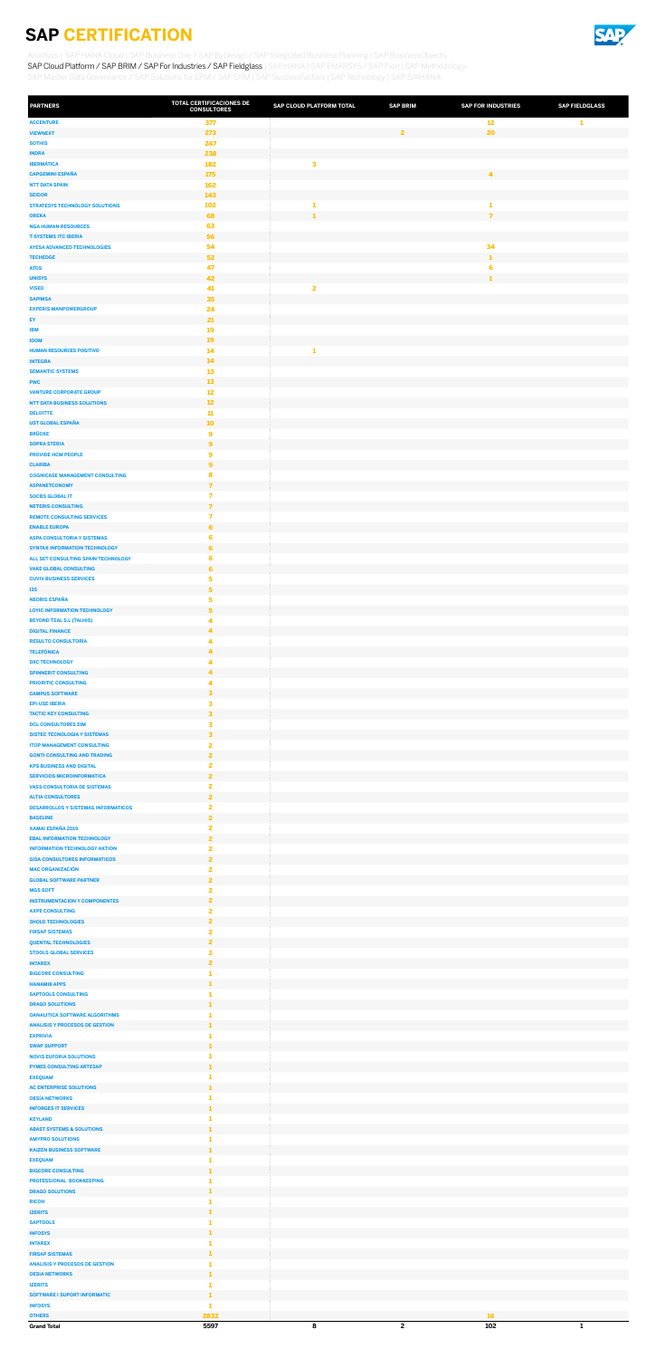# SAP CERTIFICATION

Analytics | SAP HANA Cloud | SAP Business One / SAP ByDesign / SAP Integrated Business Planning | SAP BusinessObjects

SAP Cloud Platform / SAP BRIM / SAP For Industries / SAP Fieldglass | SAP HANA | SAP EMARSYS / SAP Fiori | SAP Methodology

SAP Master Data Governance / SAP Solutions for EPM / SAP SRM | SAP SuccessFactors | SAP Technology | SAP S/4HANA

| PARTNERS | TOTAL CERTIFICACIONES DE CONSULTORES | SAP CLOUD PLATFORM TOTAL | SAP BRIM | SAP FOR INDUSTRIES | SAP FIELDGLASS |
|---|---|---|---|---|---|
| ACCENTURE | 377 | | | 12 | 1 |
| VIEWNEXT | 273 | | 2 | 20 | |
| SOTHIS | 247 | | | | |
| INDRA | 238 | | | | |
| IBERMÁTICA | 182 | 3 | | | |
| CAPGEMINI ESPAÑA | 176 | | | 4 | |
| NTT DATA SPAIN | 162 | | | | |
| SEIDOR | 143 | | | | |
| STRATESYS TECHNOLOGY SOLUTIONS | 102 | 1 | | 1 | |
| OREKA | 68 | 1 | | 7 | |
| NGA HUMAN RESOURCES | 63 | | | | |
| T-SYSTEMS ITC IBERIA | 56 | | | | |
| AYESA ADVANCED TECHNOLOGIES | 54 | | | 34 | |
| TECHEDGE | 52 | | | 1 | |
| ATOS | 47 | | | 6 | |
| UNISYS | 42 | | | 1 | |
| VISEO | 41 | 2 | | | |
| SAPIMSA | 35 | | | | |
| EXPERIS MANPOWERGROUP | 24 | | | | |
| EY | 21 | | | | |
| IBM | 19 | | | | |
| IDOM | 19 | | | | |
| HUMAN RESOURCES POSITIVO | 14 | 1 | | | |
| INTEGRA | 14 | | | | |
| SEMANTIC SYSTEMS | 13 | | | | |
| PWC | 13 | | | | |
| VANTURE CORPORATE GROUP | 12 | | | | |
| NTT DATA BUSINESS SOLUTIONS | 12 | | | | |
| DELOITTE | 11 | | | | |
| UST GLOBAL ESPAÑA | 10 | | | | |
| BRÜCKE | 9 | | | | |
| SOPRA STERIA | 9 | | | | |
| PROVIDE HCM PEOPLE | 9 | | | | |
| CLARIBA | 9 | | | | |
| COGNICASE MANAGEMENT CONSULTING | 8 | | | | |
| ASPANETCONOMY | 7 | | | | |
| SOCBS GLOBAL IT | 7 | | | | |
| NETERIS CONSULTING | 7 | | | | |
| REMOTE CONSULTING SERVICES | 7 | | | | |
| ENABLE EUROPA | 6 | | | | |
| ASPA CONSULTORIA Y SISTEMAS | 6 | | | | |
| SYNTAX INFORMATION TECHNOLOGY | 6 | | | | |
| ALL SET CONSULTING SPAIN/TECHNOLOGY | 6 | | | | |
| VAKE GLOBAL CONSULTING | 6 | | | | |
| CUVIV BUSINESS SERVICES | 5 | | | | |
| I3S | 5 | | | | |
| NEORIS ESPAÑA | 5 | | | | |
| LOYIC INFORMATION TECHNOLOGY | 5 | | | | |
| BEYOND TEAL S.L (TALHIS) | 4 | | | | |
| DIGITAL FINANCE | 4 | | | | |
| RESULTO CONSULTORÍA | 4 | | | | |
| TELEFÓNICA | 4 | | | | |
| DXC TECHNOLOGY | 4 | | | | |
| SPINNERIT CONSULTING | 4 | | | | |
| PRIORITIC CONSULTING | 4 | | | | |
| CAMPUS SOFTWARE | 3 | | | | |
| EPI-USE IBERIA | 3 | | | | |
| TACTIC KEY CONSULTING | 3 | | | | |
| DCL CONSULTORES EIM | 3 | | | | |
| SISTEC TECNOLOGIA Y SISTEMAS | 3 | | | | |
| ITOP MANAGEMENT CONSULTING | 2 | | | | |
| GONTI CONSULTING AND TRADING | 2 | | | | |
| KPS BUSINESS AND DIGITAL | 2 | | | | |
| SERVICIOS MICROINFORMÁTICA | 2 | | | | |
| VASS CONSULTORIA DE SISTEMAS | 2 | | | | |
| ALTIA CONSULTORES | 2 | | | | |
| DESARROLLOS Y SISTEMAS INFORMATICOS | 2 | | | | |
| BASELINE | 2 | | | | |
| XAMAI ESPAÑA 2019 | 2 | | | | |
| EBAL INFORMATION TECHNOLOGY | 2 | | | | |
| INFORMATION TECHNOLOGY AKTION | 2 | | | | |
| GISA CONSULTORES INFORMATICOS | 2 | | | | |
| MAC ORGANIZACIÓN | 2 | | | | |
| GLOBAL SOFTWARE PARTNER | 2 | | | | |
| MGS SOFT | 2 | | | | |
| INSTRUMENTACION Y COMPONENTES | 2 | | | | |
| AXPE CONSULTING | 2 | | | | |
| 3HOLD TECHNOLOGIES | 2 | | | | |
| FIRSAP SISTEMAS | 2 | | | | |
| QUENTAL TECHNOLOGIES | 2 | | | | |
| STOOLS GLOBAL SERVICES | 2 | | | | |
| INTAREX | 2 | | | | |
| BIGCORE CONSULTING | 1 | | | | |
| HANAMI8 APPS | 1 | | | | |
| SAPTOOLS CONSULTING | 1 | | | | |
| DRAGO SOLUTIONS | 1 | | | | |
| DANALITICA SOFTWARE ALGORITHMS | 1 | | | | |
| ANALISIS Y PROCESOS DE GESTION | 1 | | | | |
| EXPRIVIA | 1 | | | | |
| SWAP SUPPORT | 1 | | | | |
| NOVIS EUFORIA SOLUTIONS | 1 | | | | |
| PYMES CONSULTING ARTESAP | 1 | | | | |
| EXEQUAM | 1 | | | | |
| AC ENTERPRISE SOLUTIONS | 1 | | | | |
| OESÍA NETWORKS | 1 | | | | |
| INFORGES IT SERVICES | 1 | | | | |
| KEYLAND | 1 | | | | |
| ABAST SYSTEMS & SOLUTIONS | 1 | | | | |
| AMYPRO SOLUTIONS | 1 | | | | |
| KAIZEN BUSINESS SOFTWARE | 1 | | | | |
| EXEQUAM | 1 | | | | |
| BIGCORE CONSULTING | 1 | | | | |
| PROFESSIONAL BOOKKEEPING | 1 | | | | |
| DRAGO SOLUTIONS | 1 | | | | |
| RICOH | 1 | | | | |
| IZERTIS | 1 | | | | |
| SAPTOOLS | 1 | | | | |
| INFOSYS | 1 | | | | |
| INTAREX | 1 | | | | |
| FIRSAP SISTEMAS | 1 | | | | |
| ANALISIS Y PROCESOS DE GESTION | 1 | | | | |
| OESIA NETWORKS | 1 | | | | |
| IZERTIS | 1 | | | | |
| SOFTWARE I SUPORT INFORMATIC | 1 | | | | |
| INFOSYS | 1 | | | | |
| OTHERS | 2832 | | | 16 | |
| **Grand Total** | **5597** | **8** | **2** | **102** | **1** |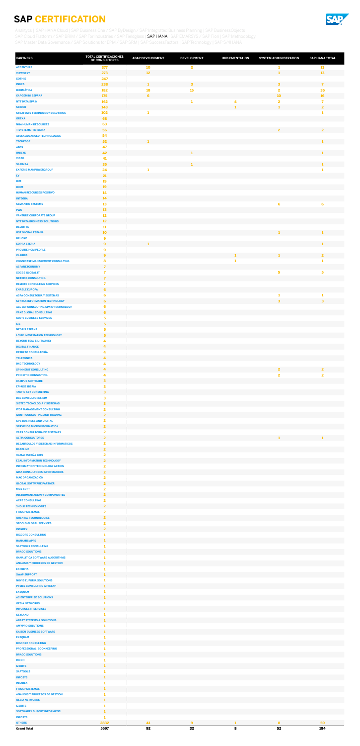# SAP CERTIFICATION

Analytics | SAP HANA Cloud | SAP Business One / SAP ByDesign / SAP Integrated Business Planning | SAP BusinessObjects
SAP Cloud Platform / SAP BRIM / SAP For Industries / SAP Fieldglass | SAP HANA | SAP EMARSYS / SAP Fiori | SAP Methodology
SAP Master Data Governance / SAP Solutions for EPM / SAP SRM | SAP SuccessFactors | SAP Technology | SAP S/4HANA

| PARTNERS | TOTAL CERTIFICACIONES DE CONSULTORES | ABAP DEVELOPMENT | DEVELOPMENT | IMPLEMENTATION | SYSTEM ADMINISTRATION | SAP HANA TOTAL |
|---|---|---|---|---|---|---|
| ACCENTURE | 377 | 10 | 2 | | 1 | 13 |
| VIEWNEXT | 273 | 12 | | | 1 | 13 |
| SOTHIS | 247 | | | | | |
| INDRA | 238 | 1 | 3 | | 3 | 7 |
| IBERMÁTICA | 182 | 18 | 15 | | 2 | 35 |
| CAPGEMINI ESPAÑA | 175 | 6 | | | 10 | 16 |
| NTT DATA SPAIN | 162 | | 1 | 4 | 2 | 7 |
| SEIDOR | 143 | | | 1 | 1 | 2 |
| STRATESYS TECHNOLOGY SOLUTIONS | 102 | 1 | | | | 1 |
| OREKA | 68 | | | | | |
| NGA HUMAN RESOURCES | 63 | | | | | |
| T-SYSTEMS ITC IBERIA | 56 | | | | 2 | 2 |
| AYESA ADVANCED TECHNOLOGIES | 54 | | | | | |
| TECHEDGE | 52 | 1 | | | | 1 |
| ATOS | 47 | | | | | |
| UNISYS | 42 | | 1 | | | 1 |
| VISEO | 41 | | | | | |
| SAPIMSA | 35 | | 1 | | | 1 |
| EXPERIS MANPOWERGROUP | 24 | 1 | | | | 1 |
| EY | 21 | | | | | |
| IBM | 19 | | | | | |
| IDOM | 19 | | | | | |
| HUMAN RESOURCES POSITIVO | 14 | | | | | |
| INTEGRA | 14 | | | | | |
| SEMANTIC SYSTEMS | 13 | | | | 6 | 6 |
| PWC | 13 | | | | | |
| VANTURE CORPORATE GROUP | 12 | | | | | |
| NTT DATA BUSINESS SOLUTIONS | 12 | | | | | |
| DELOITTE | 11 | | | | | |
| UST GLOBAL ESPAÑA | 10 | | | | 1 | 1 |
| BRÜCKE | 9 | | | | | |
| SOPRA STERIA | 9 | 1 | | | | 1 |
| PROVIDE HCM PEOPLE | 9 | | | | | |
| CLARIBA | 9 | | | 1 | 1 | 2 |
| COGNICASE MANAGEMENT CONSULTING | 8 | | | 1 | | 1 |
| ASPANETCONOMY | 7 | | | | | |
| SOCBS GLOBAL IT | 7 | | | | 5 | 5 |
| NETERIS CONSULTING | 7 | | | | | |
| REMOTE CONSULTING SERVICES | 7 | | | | | |
| ENABLE EUROPA | 6 | | | | | |
| ASPA CONSULTORIA Y SISTEMAS | 6 | | | | 1 | 1 |
| SYNTAX INFORMATION TECHNOLOGY | 6 | | | | 3 | 3 |
| ALL SET CONSULTING SPAIN TECHNOLOGY | 6 | | | | | |
| VAKE GLOBAL CONSULTING | 6 | | | | | |
| CUVIV BUSINESS SERVICES | 5 | | | | | |
| I3S | 5 | | | | | |
| NEORIS ESPAÑA | 5 | | | | | |
| LOYIC INFORMATION TECHNOLOGY | 5 | | | | | |
| BEYOND TEAL S.L (TALHIS) | 4 | | | | | |
| DIGITAL FINANCE | 4 | | | | | |
| RESULTO CONSULTORÍA | 4 | | | | | |
| TELEFÓNICA | 4 | | | | | |
| DXC TECHNOLOGY | 4 | | | | | |
| SPINNERIT CONSULTING | 4 | | | | 2 | 2 |
| PRIORITIC CONSULTING | 4 | | | | 2 | 2 |
| CAMPUS SOFTWARE | 3 | | | | | |
| EPI-USE IBERIA | 3 | | | | | |
| TACTIC KEY CONSULTING | 3 | | | | | |
| DCL CONSULTORES EIM | 3 | | | | | |
| SISTEC TECNOLOGIA Y SISTEMAS | 3 | | | | | |
| ITOP MANAGEMENT CONSULTING | 2 | | | | | |
| GONTI CONSULTING AND TRADING | 2 | | | | | |
| KPS BUSINESS AND DIGITAL | 2 | | | | | |
| SERVICIOS MICROINFORMÁTICA | 2 | | | | | |
| VASS CONSULTORIA DE SISTEMAS | 2 | | | | | |
| ALTIA CONSULTORES | 2 | | | | 1 | 1 |
| DESARROLLOS Y SISTEMAS INFORMATICOS | 2 | | | | | |
| BASELINE | 2 | | | | | |
| XAMAI ESPAÑA 2019 | 2 | | | | | |
| EBAL INFORMATION TECHNOLOGY | 2 | | | | | |
| INFORMATION TECHNOLOGY AKTION | 2 | | | | | |
| GISA CONSULTORES INFORMATICOS | 2 | | | | | |
| MAC ORGANIZACIÓN | 2 | | | | | |
| GLOBAL SOFTWARE PARTNER | 2 | | | | | |
| MGS SOFT | 2 | | | | | |
| INSTRUMENTACION Y COMPONENTES | 2 | | | | | |
| AXPE CONSULTING | 2 | | | | | |
| 3HOLD TECHNOLOGIES | 2 | | | | | |
| FIRSAP SISTEMAS | 2 | | | | | |
| QUENTAL TECHNOLOGIES | 2 | | | | | |
| STOOLS GLOBAL SERVICES | 2 | | | | | |
| INTAREX | 2 | | | | | |
| BIGCORE CONSULTING | 1 | | | | | |
| HANAMIB APPS | 1 | | | | | |
| SAPTOOLS CONSULTING | 1 | | | | | |
| DRAGO SOLUTIONS | 1 | | | | | |
| OANALITICA SOFTWARE ALGORITHMS | 1 | | | | | |
| ANALISIS Y PROCESOS DE GESTION | 1 | | | | | |
| EXPRIVIA | 1 | | | | | |
| SWAP SUPPORT | 1 | | | | | |
| NOVIS EUFORIA SOLUTIONS | 1 | | | | | |
| PYMES CONSULTING ARTESAP | 1 | | | | | |
| EXEQUAM | 1 | | | | | |
| AC ENTERPRISE SOLUTIONS | 1 | | | | | |
| OESÍA NETWORKS | 1 | | | | | |
| INFORGES IT SERVICES | 1 | | | | | |
| KEYLAND | 1 | | | | | |
| ABAST SYSTEMS & SOLUTIONS | 1 | | | | | |
| AMYPRO SOLUTIONS | 1 | | | | | |
| KAIZEN BUSINESS SOFTWARE | 1 | | | | | |
| EXEQUAM | 1 | | | | | |
| BIGCORE CONSULTING | 1 | | | | | |
| PROFESSIONAL BOOKKEEPING | 1 | | | | | |
| DRAGO SOLUTIONS | 1 | | | | | |
| RICOH | 1 | | | | | |
| IZERITS | 1 | | | | | |
| SAPTOOLS | 1 | | | | | |
| INFOSYS | 1 | | | | | |
| INTAREX | 1 | | | | | |
| FIRSAP SISTEMAS | 1 | | | | | |
| ANALISIS Y PROCESOS DE GESTION | 1 | | | | | |
| OESIA NETWORKS | 1 | | | | | |
| IZERITS | 1 | | | | | |
| SOFTWARE I SUPORT INFORMATIC | 1 | | | | | |
| INFOSYS | 1 | | | | | |
| OTHERS | 2832 | 41 | 9 | 1 | 8 | 59 |
| **Grand Total** | **5597** | **92** | **32** | **8** | **52** | **184** |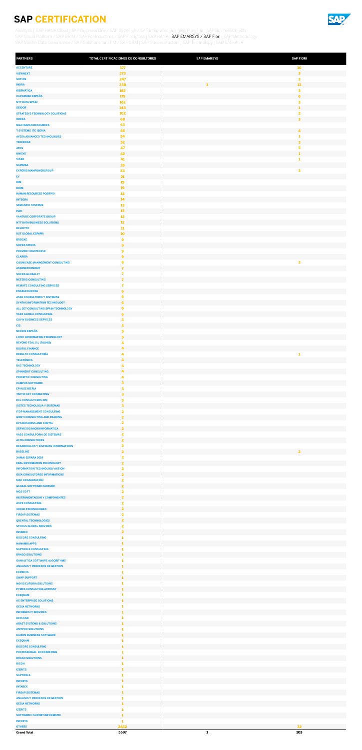# SAP CERTIFICATION

Analytics | SAP HANA Cloud | SAP Business One / SAP ByDesign / SAP Integrated Business Planning | SAP BusinessObjects
SAP Cloud Platform / SAP BRIM / SAP For Industries / SAP Fieldglass | SAP HANA | SAP EMARSYS / SAP Fiori | SAP Methodology
SAP Master Data Governance / SAP Solutions for EPM / SAP SRM | SAP SuccessFactors | SAP Technology | SAP S/4HANA

| PARTNERS | TOTAL CERTIFICACIONES DE CONSULTORES | SAP EMARSYS | SAP FIORI |
|---|---|---|---|
| ACCENTURE | 377 | | 10 |
| VIEWNEXT | 273 | | 3 |
| SOTHIS | 247 | | 3 |
| INDRA | 238 | 1 | 13 |
| IBERMÁTICA | 182 | | 3 |
| CAPGEMINI ESPAÑA | 175 | | 6 |
| NTT DATA SPAIN | 162 | | 3 |
| SEIDOR | 143 | | 1 |
| STRATESYS TECHNOLOGY SOLUTIONS | 102 | | 2 |
| OREKA | 68 | | 3 |
| NGA HUMAN RESOURCES | 63 | | |
| T-SYSTEMS ITC IBERIA | 56 | | 4 |
| AYESA ADVANCED TECHNOLOGIES | 54 | | 1 |
| TECHEDGE | 52 | | 3 |
| ATOS | 47 | | 5 |
| UNISYS | 42 | | 1 |
| VISEO | 41 | | 1 |
| SAPIMSA | 35 | | |
| EXPERIS MANPOWERGROUP | 24 | | 3 |
| EY | 21 | | |
| IBM | 19 | | |
| IDOM | 19 | | |
| HUMAN RESOURCES POSITIVO | 14 | | |
| INTEGRA | 14 | | |
| SEMANTIC SYSTEMS | 13 | | |
| PWC | 13 | | |
| VANTURE CORPORATE GROUP | 12 | | |
| NTT DATA BUSINESS SOLUTIONS | 12 | | |
| DELOITTE | 11 | | |
| UST GLOBAL ESPAÑA | 10 | | |
| BRÜCKE | 9 | | |
| SOPRA STERIA | 9 | | |
| PROVIDE HCM PEOPLE | 9 | | |
| CLARIBA | 9 | | |
| COGNICASE MANAGEMENT CONSULTING | 8 | | 3 |
| ASPANETCONOMY | 7 | | |
| SOCBS GLOBAL IT | 7 | | |
| NETERIS CONSULTING | 7 | | |
| REMOTE CONSULTING SERVICES | 7 | | |
| ENABLE EUROPA | 6 | | |
| ASPA CONSULTORIA Y SISTEMAS | 6 | | |
| SYNTAX INFORMATION TECHNOLOGY | 6 | | |
| ALL SET CONSULTING SPAIN TECHNOLOGY | 6 | | |
| VAKE GLOBAL CONSULTING | 6 | | |
| CUVIV BUSINESS SERVICES | 5 | | |
| I3S | 5 | | |
| NEORIS ESPAÑA | 5 | | |
| LOYIC INFORMATION TECHNOLOGY | 5 | | |
| BEYOND TEAL S.L (TALHIS) | 4 | | |
| DIGITAL FINANCE | 4 | | |
| RESULTO CONSULTORÍA | 4 | | 1 |
| TELEFÓNICA | 4 | | |
| DXC TECHNOLOGY | 4 | | |
| SPINNERIT CONSULTING | 4 | | |
| PRIORITIC CONSULTING | 4 | | |
| CAMPUS SOFTWARE | 3 | | |
| EPI-USE IBERIA | 3 | | |
| TACTIC KEY CONSULTING | 3 | | |
| DCL CONSULTORES EIM | 3 | | |
| SISTEC TECNOLOGIA Y SISTEMAS | 3 | | |
| ITOP MANAGEMENT CONSULTING | 2 | | |
| GONTI CONSULTING AND TRADING | 2 | | |
| KPS BUSINESS AND DIGITAL | 2 | | |
| SERVICIOS MICROINFORMATICA | 2 | | |
| VASS CONSULTORIA DE SISTEMAS | 2 | | |
| ALTIA CONSULTORES | 2 | | |
| DESARROLLOS Y SISTEMAS INFORMATICOS | 2 | | |
| BASELINE | 2 | | 2 |
| XAMAI ESPAÑA 2019 | 2 | | |
| EBAL INFORMATION TECHNOLOGY | 2 | | |
| INFORMATION TECHNOLOGY AKTION | 2 | | |
| GISA CONSULTORES INFORMATICOS | 2 | | |
| MAC ORGANIZACIÓN | 2 | | |
| GLOBAL SOFTWARE PARTNER | 2 | | |
| MGS SOFT | 2 | | |
| INSTRUMENTACION Y COMPONENTES | 2 | | |
| AXPE CONSULTING | 2 | | |
| 3HOLD TECHNOLOGIES | 2 | | |
| FIRSAP SISTEMAS | 2 | | |
| QUENTAL TECHNOLOGIES | 2 | | |
| STOOLS GLOBAL SERVICES | 2 | | |
| INTAREX | 2 | | |
| BIGCORE CONSULTING | 1 | | |
| HANAMI8 APPS | 1 | | |
| SAPTOOLS CONSULTING | 1 | | |
| DRAGO SOLUTIONS | 1 | | |
| OANALITICA SOFTWARE ALGORITHMS | 1 | | |
| ANALISIS Y PROCESOS DE GESTION | 1 | | |
| EXPRIVIA | 1 | | |
| SWAP SUPPORT | 1 | | |
| NOVIS EUFORIA SOLUTIONS | 1 | | |
| PYMES CONSULTING ARTESAP | 1 | | |
| EXEQUAM | 1 | | |
| AC ENTERPRISE SOLUTIONS | 1 | | |
| OESÍA NETWORKS | 1 | | |
| INFORGES IT SERVICES | 1 | | |
| KEYLAND | 1 | | |
| ABAST SYSTEMS & SOLUTIONS | 1 | | |
| AMYPRO SOLUTIONS | 1 | | |
| KAIZEN BUSINESS SOFTWARE | 1 | | |
| EXEQUAM | 1 | | |
| BIGCORE CONSULTING | 1 | | |
| PROFESSIONAL BOOKKEEPING | 1 | | |
| DRAGO SOLUTIONS | 1 | | |
| RICOH | 1 | | |
| IZERITS | 1 | | |
| SAPTOOLS | 1 | | |
| INFOSYS | 1 | | |
| INTAREX | 1 | | |
| FIRSAP SISTEMAS | 1 | | |
| ANALISIS Y PROCESOS DE GESTION | 1 | | |
| OESIA NETWORKS | 1 | | |
| IZERITS | 1 | | |
| SOFTWARE I SUPORT INFORMATIC | 1 | | |
| INFOSYS | 1 | | |
| OTHERS | 2832 | | 32 |
| **Grand Total** | **5597** | **1** | **103** |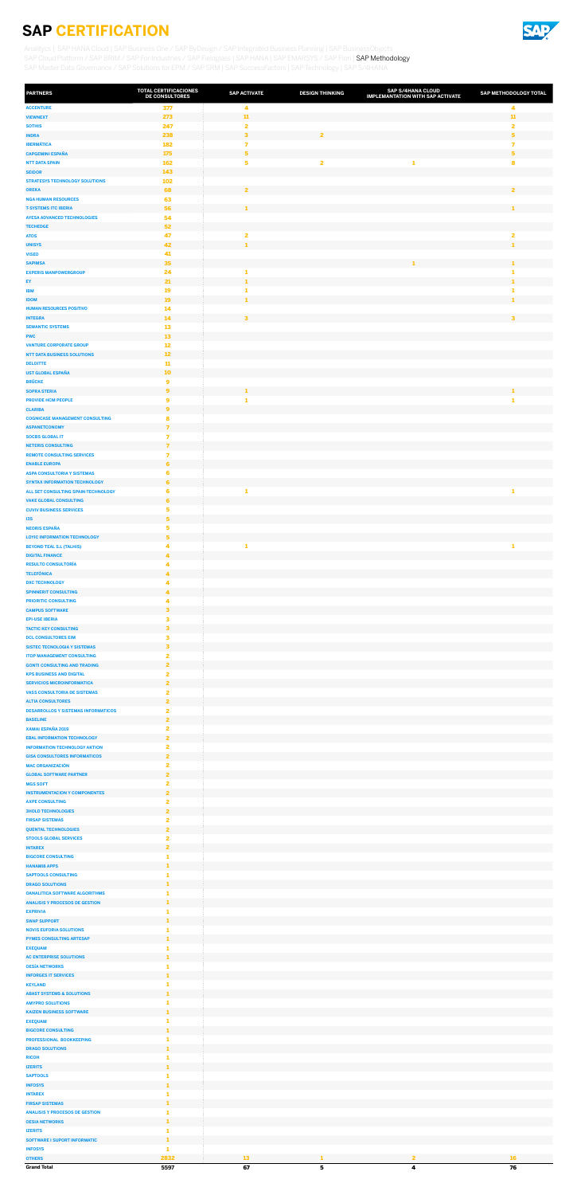# SAP CERTIFICATION

Analytics | SAP HANA Cloud | SAP Business One / SAP ByDesign / SAP Integrated Business Planning | SAP BusinessObjects
SAP Cloud Platform / SAP BRIM / SAP For Industries / SAP Fieldglass | SAP HANA | SAP EMARSYS / SAP Fiori | SAP Methodology
SAP Master Data Governance / SAP Solutions for EPM / SAP SRM | SAP SuccessFactors | SAP Technology | SAP S/4HANA

| PARTNERS | TOTAL CERTIFICACIONES DE CONSULTORES | SAP ACTIVATE | DESIGN THINKING | SAP S/4HANA CLOUD IMPLEMENTATION WITH SAP ACTIVATE | SAP METHODOLOGY TOTAL |
|---|---|---|---|---|---|
| ACCENTURE | 377 | 4 | | | 4 |
| VIEWNEXT | 273 | 11 | | | 11 |
| SOTHIS | 247 | 2 | | | 2 |
| INDRA | 238 | 3 | 2 | | 5 |
| IBERMÁTICA | 182 | 7 | | | 7 |
| CAPGEMINI ESPAÑA | 175 | 5 | | | 5 |
| NTT DATA SPAIN | 162 | 5 | 2 | 1 | 8 |
| SEIDOR | 143 | | | | |
| STRATESYS TECHNOLOGY SOLUTIONS | 102 | | | | |
| OREKA | 68 | 2 | | | 2 |
| NGA HUMAN RESOURCES | 63 | | | | |
| T-SYSTEMS ITC IBERIA | 56 | 1 | | | 1 |
| AYESA ADVANCED TECHNOLOGIES | 54 | | | | |
| TECHEDGE | 52 | | | | |
| ATOS | 47 | 2 | | | 2 |
| UNISYS | 42 | 1 | | | 1 |
| VISEO | 41 | | | | |
| SAPIMSA | 35 | | | 1 | 1 |
| EXPERIS MANPOWERGROUP | 24 | 1 | | | 1 |
| EY | 21 | 1 | | | 1 |
| IBM | 19 | 1 | | | 1 |
| IDOM | 19 | 1 | | | 1 |
| HUMAN RESOURCES POSITIVO | 14 | | | | |
| INTEGRA | 14 | 3 | | | 3 |
| SEMANTIC SYSTEMS | 13 | | | | |
| PWC | 13 | | | | |
| VANTURE CORPORATE GROUP | 12 | | | | |
| NTT DATA BUSINESS SOLUTIONS | 12 | | | | |
| DELOITTE | 11 | | | | |
| UST GLOBAL ESPAÑA | 10 | | | | |
| BRÜCKE | 9 | | | | |
| SOPRA STERIA | 9 | 1 | | | 1 |
| PROVIDE HCM PEOPLE | 9 | 1 | | | 1 |
| CLARIBA | 9 | | | | |
| COGNICASE MANAGEMENT CONSULTING | 8 | | | | |
| ASPANETCONOMY | 7 | | | | |
| SOCBS GLOBAL IT | 7 | | | | |
| NETERIS CONSULTING | 7 | | | | |
| REMOTE CONSULTING SERVICES | 7 | | | | |
| ENABLE EUROPA | 6 | | | | |
| ASPA CONSULTORIA Y SISTEMAS | 6 | | | | |
| SYNTAX INFORMATION TECHNOLOGY | 6 | | | | |
| ALL SET CONSULTING SPAIN-TECHNOLOGY | 6 | 1 | | | 1 |
| VAKE GLOBAL CONSULTING | 6 | | | | |
| CUVIV BUSINESS SERVICES | 5 | | | | |
| I3S | 5 | | | | |
| NEORIS ESPAÑA | 5 | | | | |
| LOYIC INFORMATION TECHNOLOGY | 5 | | | | |
| BEYOND TEAL S.L (TALHIS) | 4 | 1 | | | 1 |
| DIGITAL FINANCE | 4 | | | | |
| RESULTO CONSULTORÍA | 4 | | | | |
| TELEFÓNICA | 4 | | | | |
| DXC TECHNOLOGY | 4 | | | | |
| SPINNERIT CONSULTING | 4 | | | | |
| PRIORITIC CONSULTING | 4 | | | | |
| CAMPUS SOFTWARE | 3 | | | | |
| EPI-USE IBERIA | 3 | | | | |
| TACTIC KEY CONSULTING | 3 | | | | |
| DCL CONSULTORES EIM | 3 | | | | |
| SISTEC TECNOLOGIA Y SISTEMAS | 3 | | | | |
| ITDP MANAGEMENT CONSULTING | 2 | | | | |
| GONTI CONSULTING AND TRADING | 2 | | | | |
| KPS BUSINESS AND DIGITAL | 2 | | | | |
| SERVICIOS MICROINFORMÁTICA | 2 | | | | |
| VASS CONSULTORIA DE SISTEMAS | 2 | | | | |
| ALTIA CONSULTORES | 2 | | | | |
| DESARROLLOS Y SISTEMAS INFORMATICOS | 2 | | | | |
| BASELINE | 2 | | | | |
| XAMAI ESPAÑA 2019 | 2 | | | | |
| EBAL INFORMATION TECHNOLOGY | 2 | | | | |
| INFORMATION TECHNOLOGY AKTION | 2 | | | | |
| GISA CONSULTORES INFORMATICOS | 2 | | | | |
| MAC ORGANIZACIÓN | 2 | | | | |
| GLOBAL SOFTWARE PARTNER | 2 | | | | |
| MGS SOFT | 2 | | | | |
| INSTRUMENTACION Y COMPONENTES | 2 | | | | |
| AXPE CONSULTING | 2 | | | | |
| 3HOLD TECHNOLOGIES | 2 | | | | |
| FIRSAP SISTEMAS | 2 | | | | |
| QUENTAL TECHNOLOGIES | 2 | | | | |
| STOOLS GLOBAL SERVICES | 2 | | | | |
| INTAREX | 2 | | | | |
| BIGCORE CONSULTING | 1 | | | | |
| HANAMIB APPS | 1 | | | | |
| SAPTOOLS CONSULTING | 1 | | | | |
| DRAGO SOLUTIONS | 1 | | | | |
| OANALITICA SOFTWARE ALGORITHMS | 1 | | | | |
| ANALISIS Y PROCESOS DE GESTION | 1 | | | | |
| EXPRIVIA | 1 | | | | |
| SWAP SUPPORT | 1 | | | | |
| NOVIS EUFORIA SOLUTIONS | 1 | | | | |
| PYMES CONSULTING ARTESAP | 1 | | | | |
| EXEQUAM | 1 | | | | |
| AC ENTERPRISE SOLUTIONS | 1 | | | | |
| OESÍA NETWORKS | 1 | | | | |
| INFORGES IT SERVICES | 1 | | | | |
| KEYLAND | 1 | | | | |
| ABAST SYSTEMS & SOLUTIONS | 1 | | | | |
| AMYPRO SOLUTIONS | 1 | | | | |
| KAIZEN BUSINESS SOFTWARE | 1 | | | | |
| EXEQUAM | 1 | | | | |
| BIGCORE CONSULTING | 1 | | | | |
| PROFESSIONAL BOOKKEEPING | 1 | | | | |
| DRAGO SOLUTIONS | 1 | | | | |
| RICOH | 1 | | | | |
| IZERITS | 1 | | | | |
| SAPTOOLS | 1 | | | | |
| INFOSYS | 1 | | | | |
| INTAREX | 1 | | | | |
| FIRSAP SISTEMAS | 1 | | | | |
| ANALISIS Y PROCESOS DE GESTION | 1 | | | | |
| OESIA NETWORKS | 1 | | | | |
| IZERITS | 1 | | | | |
| SOFTWARE I SUPORT INFORMATIC | 1 | | | | |
| INFOSYS | 1 | | | | |
| OTHERS | 2832 | 13 | 1 | 2 | 16 |
| **Grand Total** | **5597** | **67** | **5** | **4** | **76** |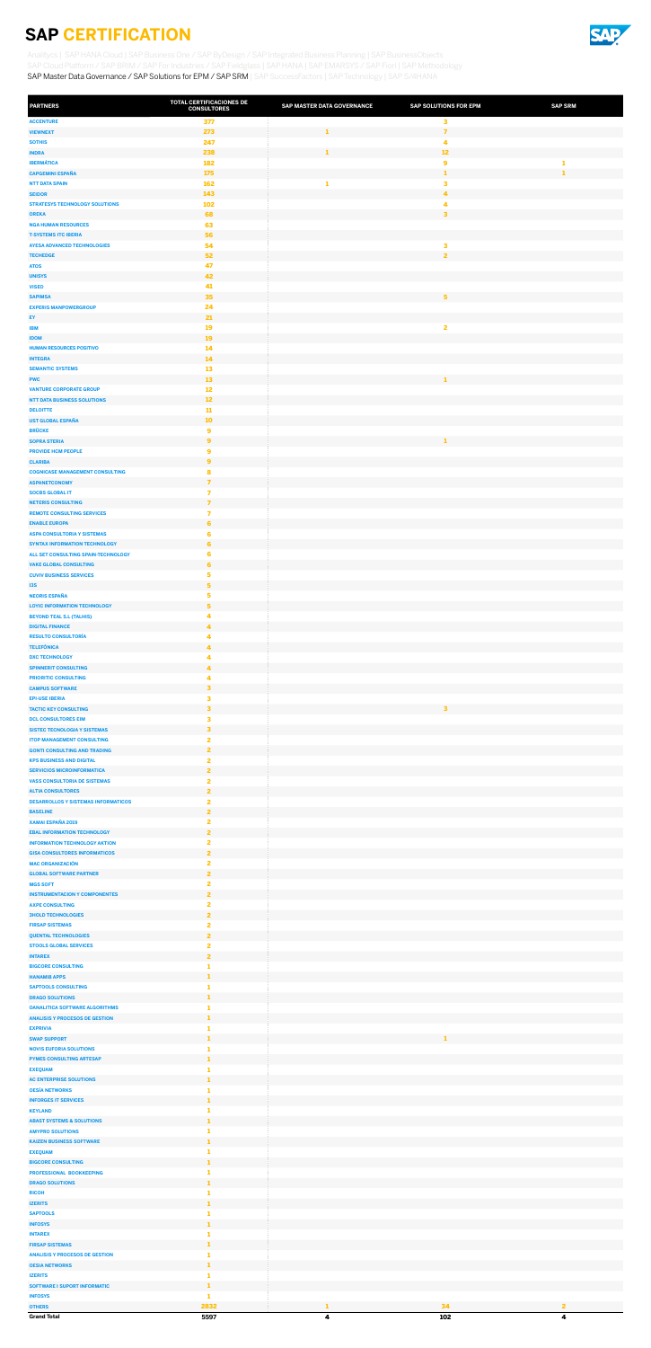# SAP CERTIFICATION

Analytics | SAP HANA Cloud | SAP Business One / SAP ByDesign / SAP Integrated Business Planning | SAP BusinessObjects
SAP Cloud Platform / SAP BRIM / SAP For Industries / SAP Fieldglass | SAP HANA | SAP EMARSYS / SAP Fiori | SAP Methodology
SAP Master Data Governance / SAP Solutions for EPM / SAP SRM | SAP SuccessFactors | SAP Technology | SAP S/4HANA

| PARTNERS | TOTAL CERTIFICACIONES DE CONSULTORES | SAP MASTER DATA GOVERNANCE | SAP SOLUTIONS FOR EPM | SAP SRM |
|---|---|---|---|---|
| ACCENTURE | 377 | | 3 | |
| VIEWNEXT | 273 | 1 | 7 | |
| SOTHIS | 247 | | 4 | |
| INDRA | 238 | 1 | 12 | |
| IBERMÁTICA | 182 | | 9 | 1 |
| CAPGEMINI ESPAÑA | 176 | | 1 | 1 |
| NTT DATA SPAIN | 162 | 1 | 3 | |
| SEIDOR | 143 | | 4 | |
| STRATESYS TECHNOLOGY SOLUTIONS | 102 | | 4 | |
| OREKA | 68 | | 3 | |
| NGA HUMAN RESOURCES | 63 | | | |
| T-SYSTEMS ITC IBERIA | 56 | | | |
| AYESA ADVANCED TECHNOLOGIES | 54 | | 3 | |
| TECHEDGE | 52 | | 2 | |
| ATOS | 47 | | | |
| UNISYS | 42 | | | |
| VISEO | 41 | | | |
| SAPIMSA | 35 | | 3 | |
| EXPERIS MANPOWERGROUP | 24 | | | |
| EY | 21 | | | |
| IBM | 19 | | 2 | |
| IDOM | 19 | | | |
| HUMAN RESOURCES POSITIVO | 14 | | | |
| INTEGRA | 14 | | | |
| SEMANTIC SYSTEMS | 13 | | | |
| PWC | 13 | | 1 | |
| VANTURE CORPORATE GROUP | 12 | | | |
| NTT DATA BUSINESS SOLUTIONS | 12 | | | |
| DELOITTE | 11 | | | |
| UST GLOBAL ESPAÑA | 10 | | | |
| BRÜCKE | 9 | | | |
| SOPRA STERIA | 9 | | 1 | |
| PROVIDE HCM PEOPLE | 9 | | | |
| CLARIBA | 9 | | | |
| COGNICASE MANAGEMENT CONSULTING | 8 | | | |
| ASPANETCONOMY | 7 | | | |
| SOCBS GLOBAL IT | 7 | | | |
| NETERIS CONSULTING | 7 | | | |
| REMOTE CONSULTING SERVICES | 7 | | | |
| ENABLE EUROPA | 6 | | | |
| ASPA CONSULTORIA Y SISTEMAS | 6 | | | |
| SYNTAX INFORMATION TECHNOLOGY | 6 | | | |
| ALL SET CONSULTING SPAIN-TECHNOLOGY | 6 | | | |
| VAKE GLOBAL CONSULTING | 6 | | | |
| CUVIV BUSINESS SERVICES | 5 | | | |
| I3S | 5 | | | |
| NEORIS ESPAÑA | 5 | | | |
| LOYIC INFORMATION TECHNOLOGY | 5 | | | |
| BEYOND TEAL S.L (TALHIS) | 4 | | | |
| DIGITAL FINANCE | 4 | | | |
| RESULTO CONSULTORÍA | 4 | | | |
| TELEFÓNICA | 4 | | | |
| DXC TECHNOLOGY | 4 | | | |
| SPINNERIT CONSULTING | 4 | | | |
| PRIORITIC CONSULTING | 4 | | | |
| CAMPUS SOFTWARE | 3 | | | |
| EPI-USE IBERIA | 3 | | | |
| TACTIC KEY CONSULTING | 3 | | 3 | |
| DCL CONSULTORES EIM | 3 | | | |
| SISTEC TECNOLOGIA Y SISTEMAS | 3 | | | |
| ITDP MANAGEMENT CONSULTING | 2 | | | |
| GONTI CONSULTING AND TRADING | 2 | | | |
| KPS BUSINESS AND DIGITAL | 2 | | | |
| SERVICIOS MICROINFORMÁTICA | 2 | | | |
| VASS CONSULTORIA DE SISTEMAS | 2 | | | |
| ALTIA CONSULTORES | 2 | | | |
| DESARROLLOS Y SISTEMAS INFORMATICOS | 2 | | | |
| BASELINE | 2 | | | |
| XAMAI ESPAÑA 2019 | 2 | | | |
| EBAL INFORMATION TECHNOLOGY | 2 | | | |
| INFORMATION TECHNOLOGY AKTION | 2 | | | |
| GISA CONSULTORES INFORMATICOS | 2 | | | |
| MAC ORGANIZACIÓN | 2 | | | |
| GLOBAL SOFTWARE PARTNER | 2 | | | |
| MGS SOFT | 2 | | | |
| INSTRUMENTACION Y COMPONENTES | 2 | | | |
| AXPE CONSULTING | 2 | | | |
| 3HOLD TECHNOLOGIES | 2 | | | |
| FIRSAP SISTEMAS | 2 | | | |
| QUENTAL TECHNOLOGIES | 2 | | | |
| STOOLS GLOBAL SERVICES | 2 | | | |
| INTAREX | 2 | | | |
| BIGCORE CONSULTING | 1 | | | |
| HANAMIB APPS | 1 | | | |
| SAPTOOLS CONSULTING | 1 | | | |
| DRAGO SOLUTIONS | 1 | | | |
| OANALITICA SOFTWARE ALGORITHMS | 1 | | | |
| ANALISIS Y PROCESOS DE GESTION | 1 | | | |
| EXPRIVIA | 1 | | | |
| SWAP SUPPORT | 1 | | 1 | |
| NOVIS EUFORIA SOLUTIONS | 1 | | | |
| PYMES CONSULTING ARTESAP | 1 | | | |
| EXEQUAM | 1 | | | |
| AC ENTERPRISE SOLUTIONS | 1 | | | |
| OESÍA NETWORKS | 1 | | | |
| INFORGES IT SERVICES | 1 | | | |
| KEYLAND | 1 | | | |
| ABAST SYSTEMS & SOLUTIONS | 1 | | | |
| AMYPRO SOLUTIONS | 1 | | | |
| KAIZEN BUSINESS SOFTWARE | 1 | | | |
| EXEQUAM | 1 | | | |
| BIGCORE CONSULTING | 1 | | | |
| PROFESSIONAL BOOKKEEPING | 1 | | | |
| DRAGO SOLUTIONS | 1 | | | |
| RICOH | 1 | | | |
| IZERITS | 1 | | | |
| SAPTOOLS | 1 | | | |
| INFOSYS | 1 | | | |
| INTAREX | 1 | | | |
| FIRSAP SISTEMAS | 1 | | | |
| ANALISIS Y PROCESOS DE GESTION | 1 | | | |
| OESIA NETWORKS | 1 | | | |
| IZERITS | 1 | | | |
| SOFTWARE I SUPORT INFORMATIC | 1 | | | |
| INFOSYS | 1 | | | |
| OTHERS | 2832 | 1 | 34 | 2 |
| **Grand Total** | **5597** | **4** | **102** | **4** |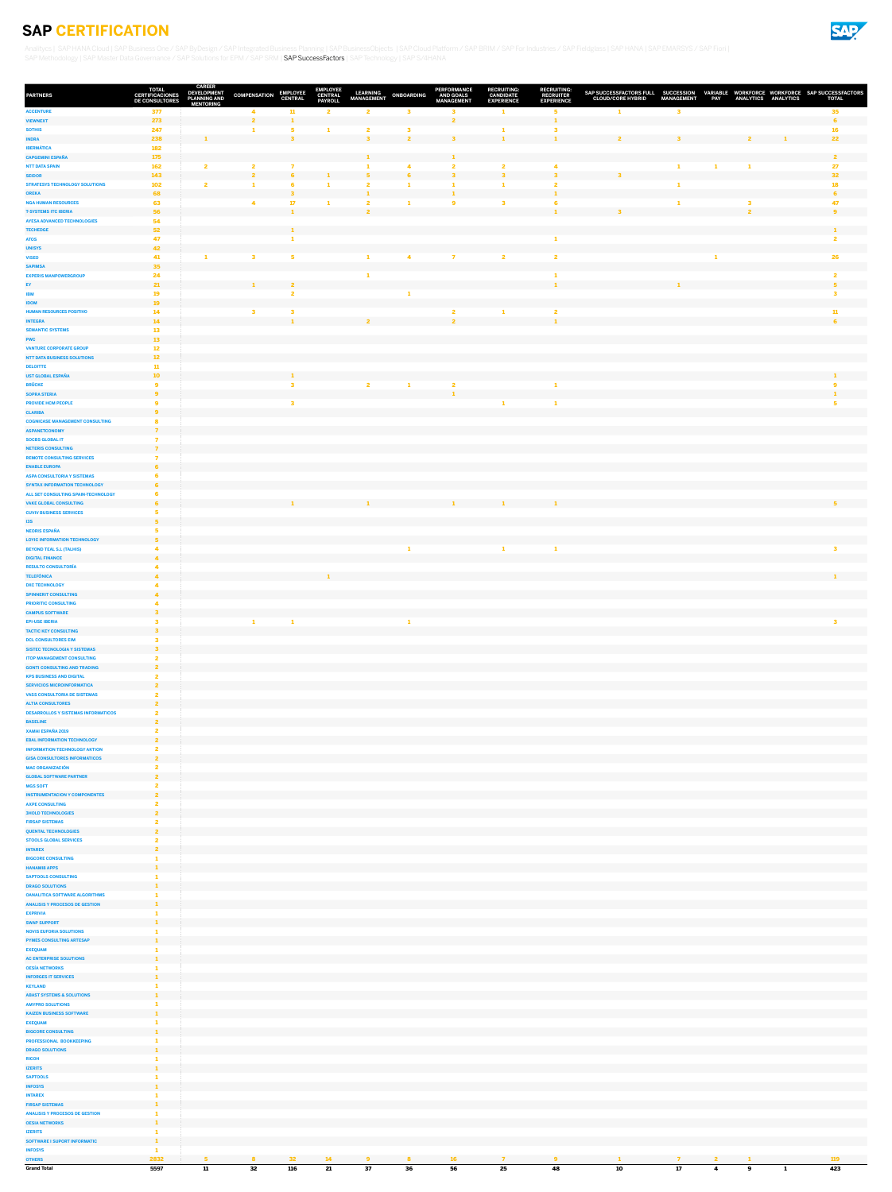# SAP CERTIFICATION

Analytics | SAP HANA Cloud | SAP Business One / SAP ByDesign / SAP Integrated Business Planning | SAP BusinessObjects | SAP Cloud Platform / SAP BRIM / SAP For Industries / SAP Fieldglass | SAP HANA | SAP EMARSYS / SAP Fiori | SAP Methodology | SAP Master Data Governance / SAP Solutions for EPM / SAP SRM | SAP SuccessFactors | SAP Technology | SAP S/4HANA

| PARTNERS | TOTAL CERTIFICACIONES DE CONSULTORES | CAREER DEVELOPMENT PLANNING AND MENTORING | COMPENSATION | EMPLOYEE CENTRAL | EMPLOYEE CENTRAL PAYROLL | LEARNING MANAGEMENT | ONBOARDING | PERFORMANCE AND GOALS MANAGEMENT | RECRUITING: CANDIDATE EXPERIENCE | RECRUITING: RECRUITER EXPERIENCE | SAP SUCCESSFACTORS FULL CLOUD/CORE HYBRID | SUCCESSION MANAGEMENT | VARIABLE PAY | WORKFORCE ANALYTICS | WORKFORCE ANALYTICS | SAP SUCCESSFACTORS TOTAL |
|---|---|---|---|---|---|---|---|---|---|---|---|---|---|---|---|---|
| ACCENTURE | 377 | | 4 | 11 | 2 | 2 | 3 | 3 | 1 | 5 | 1 | 3 | | | | 39 |
| VIEWNEXT | 273 | | 2 | 1 | | | | 2 | | 1 | | | | | | 6 |
| SOTHIS | 247 | | 1 | 5 | 1 | 2 | 3 | | 1 | 3 | | | | | | 16 |
| INDRA | 238 | 1 | | 3 | | 3 | 2 | 3 | 1 | 1 | 2 | 3 | | 2 | 1 | 22 |
| IBERMÁTICA | 182 | | | | | | | | | | | | | | | |
| CAPGEMINI ESPAÑA | 175 | | | | | 1 | | 1 | | | | | | | | 2 |
| NTT DATA SPAIN | 162 | 2 | 2 | 7 | | 1 | 4 | 2 | 2 | 4 | | 1 | 1 | 1 | | 27 |
| SEIDOR | 143 | | 2 | 6 | 1 | 5 | 6 | 3 | 3 | 3 | 3 | | | | | 32 |
| STRATESYS TECHNOLOGY SOLUTIONS | 102 | 2 | 1 | 6 | 1 | 2 | 1 | 1 | 1 | 2 | | 1 | | | | 18 |
| OREKA | 68 | | | 3 | | 1 | | 1 | | 1 | | | | | | 6 |
| NGA HUMAN RESOURCES | 63 | | 4 | 17 | 1 | 2 | 1 | 9 | 3 | 6 | | 1 | | 3 | | 47 |
| T-SYSTEMS ITC IBERIA | 56 | | | 1 | | 2 | | | | 1 | 3 | | | 2 | | 9 |
| AYESA ADVANCED TECHNOLOGIES | 54 | | | | | | | | | | | | | | | |
| TECHEDGE | 52 | | | 1 | | | | | | | | | | | | 1 |
| ATOS | 47 | | | 1 | | | | | | 1 | | | | | | 2 |
| UNISYS | 42 | | | | | | | | | | | | | | | |
| VISEO | 41 | 1 | 3 | 5 | | 1 | 4 | 7 | 2 | 2 | | | 1 | | | 26 |
| SAPIMSA | 35 | | | | | | | | | | | | | | | |
| EXPERIS MANPOWERGROUP | 24 | | | | | 1 | | | | 1 | | | | | | 2 |
| EY | 21 | | 1 | 2 | | | | | | 1 | | 1 | | | | 5 |
| IBM | 19 | | | 2 | | | 1 | | | | | | | | | 3 |
| IDOM | 19 | | | | | | | | | | | | | | | |
| HUMAN RESOURCES POSITIVO | 14 | | 3 | 3 | | | | 2 | 1 | 2 | | | | | | 11 |
| INTEGRA | 14 | | | 1 | | 2 | | 2 | | 1 | | | | | | 6 |
| SEMANTIC SYSTEMS | 13 | | | | | | | | | | | | | | | |
| PWC | 13 | | | | | | | | | | | | | | | |
| VANTURE CORPORATE GROUP | 12 | | | | | | | | | | | | | | | |
| NTT DATA BUSINESS SOLUTIONS | 12 | | | | | | | | | | | | | | | |
| DELOITTE | 11 | | | | | | | | | | | | | | | |
| UST GLOBAL ESPAÑA | 10 | | | 1 | | | | | | | | | | | | 1 |
| BRÜCKE | 9 | | | 3 | | 2 | 1 | 2 | | 1 | | | | | | 9 |
| SOPRA STERIA | 9 | | | | | | | 1 | | | | | | | | 1 |
| PROVIDE HCM PEOPLE | 9 | | | 3 | | | | | 1 | 1 | | | | | | 5 |
| CLARIBA | 9 | | | | | | | | | | | | | | | |
| COGNICASE MANAGEMENT CONSULTING | 8 | | | | | | | | | | | | | | | |
| ASPANETCONOMY | 7 | | | | | | | | | | | | | | | |
| SOCBS GLOBAL IT | 7 | | | | | | | | | | | | | | | |
| NETERIS CONSULTING | 7 | | | | | | | | | | | | | | | |
| REMOTE CONSULTING SERVICES | 7 | | | | | | | | | | | | | | | |
| ENABLE EUROPA | 6 | | | | | | | | | | | | | | | |
| ASPA CONSULTORIA Y SISTEMAS | 6 | | | | | | | | | | | | | | | |
| SYNTAX INFORMATION TECHNOLOGY | 6 | | | | | | | | | | | | | | | |
| ALL SET CONSULTING SPAIN-TECHNOLOGY | 6 | | | | | | | | | | | | | | | |
| VAKE GLOBAL CONSULTING | 6 | | | 1 | | 1 | | 1 | 1 | 1 | | | | | | 5 |
| CUVIV BUSINESS SERVICES | 5 | | | | | | | | | | | | | | | |
| I3S | 5 | | | | | | | | | | | | | | | |
| NEORIS ESPAÑA | 5 | | | | | | | | | | | | | | | |
| LOYIC INFORMATION TECHNOLOGY | 5 | | | | | | | | | | | | | | | |
| BEYOND TEAL S.L (TALHIS) | 4 | | | | | | 1 | | 1 | 1 | | | | | | 3 |
| DIGITAL FINANCE | 4 | | | | | | | | | | | | | | | |
| RESULTO CONSULTORÍA | 4 | | | | | | | | | | | | | | | |
| TELEFÓNICA | 4 | | | | 1 | | | | | | | | | | | 1 |
| DXC TECHNOLOGY | 4 | | | | | | | | | | | | | | | |
| SPINNERIT CONSULTING | 4 | | | | | | | | | | | | | | | |
| PRIORITIC CONSULTING | 4 | | | | | | | | | | | | | | | |
| CAMPUS SOFTWARE | 3 | | | | | | | | | | | | | | | |
| EPI-USE IBERIA | 3 | | 1 | 1 | | | 1 | | | | | | | | | 3 |
| TACTIC KEY CONSULTING | 3 | | | | | | | | | | | | | | | |
| DCL CONSULTORES SIM | 3 | | | | | | | | | | | | | | | |
| SISTEC TECNOLOGIA Y SISTEMAS | 3 | | | | | | | | | | | | | | | |
| ITOP MANAGEMENT CONSULTING | 2 | | | | | | | | | | | | | | | |
| GONTI CONSULTING AND TRADING | 2 | | | | | | | | | | | | | | | |
| KPS BUSINESS AND DIGITAL | 2 | | | | | | | | | | | | | | | |
| SERVICIOS MICROINFORMATICA | 2 | | | | | | | | | | | | | | | |
| VASS CONSULTORIA DE SISTEMAS | 2 | | | | | | | | | | | | | | | |
| ALTIA CONSULTORES | 2 | | | | | | | | | | | | | | | |
| DESARROLLOS Y SISTEMAS INFORMATICOS | 2 | | | | | | | | | | | | | | | |
| BASELINE | 2 | | | | | | | | | | | | | | | |
| XAMAI ESPAÑA 2019 | 2 | | | | | | | | | | | | | | | |
| EBAL INFORMATION TECHNOLOGY | 2 | | | | | | | | | | | | | | | |
| INFORMATION TECHNOLOGY AKTION | 2 | | | | | | | | | | | | | | | |
| GISA CONSULTORES INFORMATICOS | 2 | | | | | | | | | | | | | | | |
| MAC ORGANIZACIÓN | 2 | | | | | | | | | | | | | | | |
| GLOBAL SOFTWARE PARTNER | 2 | | | | | | | | | | | | | | | |
| MGS SOFT | 2 | | | | | | | | | | | | | | | |
| INSTRUMENTACION Y COMPONENTES | 2 | | | | | | | | | | | | | | | |
| AXPE CONSULTING | 2 | | | | | | | | | | | | | | | |
| 3HOLD TECHNOLOGIES | 2 | | | | | | | | | | | | | | | |
| FIRSAP SISTEMAS | 2 | | | | | | | | | | | | | | | |
| QUENTAL TECHNOLOGIES | 2 | | | | | | | | | | | | | | | |
| STOOLS GLOBAL SERVICES | 2 | | | | | | | | | | | | | | | |
| INTAREX | 2 | | | | | | | | | | | | | | | |
| BIGCORE CONSULTING | 1 | | | | | | | | | | | | | | | |
| HANAMIS APPS | 1 | | | | | | | | | | | | | | | |
| SAPTOOLS CONSULTING | 1 | | | | | | | | | | | | | | | |
| DRAGO SOLUTIONS | 1 | | | | | | | | | | | | | | | |
| OANALITICA SOFTWARE ALGORITHMS | 1 | | | | | | | | | | | | | | | |
| ANALISIS Y PROCESOS DE GESTION | 1 | | | | | | | | | | | | | | | |
| EXPRIVIA | 1 | | | | | | | | | | | | | | | |
| SWAP SUPPORT | 1 | | | | | | | | | | | | | | | |
| NOVIS EUFORIA SOLUTIONS | 1 | | | | | | | | | | | | | | | |
| PYMES CONSULTING ARTESAP | 1 | | | | | | | | | | | | | | | |
| EXEQUAM | 1 | | | | | | | | | | | | | | | |
| AC ENTERPRISE SOLUTIONS | 1 | | | | | | | | | | | | | | | |
| OESÍA NETWORKS | 1 | | | | | | | | | | | | | | | |
| INFORGES IT SERVICES | 1 | | | | | | | | | | | | | | | |
| KEYLAND | 1 | | | | | | | | | | | | | | | |
| ABAST SYSTEMS & SOLUTIONS | 1 | | | | | | | | | | | | | | | |
| AMYPRO SOLUTIONS | 1 | | | | | | | | | | | | | | | |
| KAIZEN BUSINESS SOFTWARE | 1 | | | | | | | | | | | | | | | |
| EXEQUAM | 1 | | | | | | | | | | | | | | | |
| BIGCORE CONSULTING | 1 | | | | | | | | | | | | | | | |
| PROFESSIONAL BOOKKEEPING | 1 | | | | | | | | | | | | | | | |
| DRAGO SOLUTIONS | 1 | | | | | | | | | | | | | | | |
| RICOH | 1 | | | | | | | | | | | | | | | |
| IZERTIS | 1 | | | | | | | | | | | | | | | |
| SAPTOOLS | 1 | | | | | | | | | | | | | | | |
| INFOSYS | 1 | | | | | | | | | | | | | | | |
| INTAREX | 1 | | | | | | | | | | | | | | | |
| FIRSAP SISTEMAS | 1 | | | | | | | | | | | | | | | |
| ANALISIS Y PROCESOS DE GESTION | 1 | | | | | | | | | | | | | | | |
| OESIA NETWORKS | 1 | | | | | | | | | | | | | | | |
| IZERTIS | 1 | | | | | | | | | | | | | | | |
| SOFTWARE I SUPORT INFORMATIC | 1 | | | | | | | | | | | | | | | |
| INFOSYS | 1 | | | | | | | | | | | | | | | |
| OTHERS | 2832 | 5 | 8 | 32 | 14 | 9 | 8 | 16 | 7 | 9 | 1 | 7 | 2 | 1 | | 119 |
| **Grand Total** | **5597** | **11** | **32** | **116** | **21** | **37** | **36** | **56** | **25** | **48** | **10** | **17** | **4** | **9** | **1** | **423** |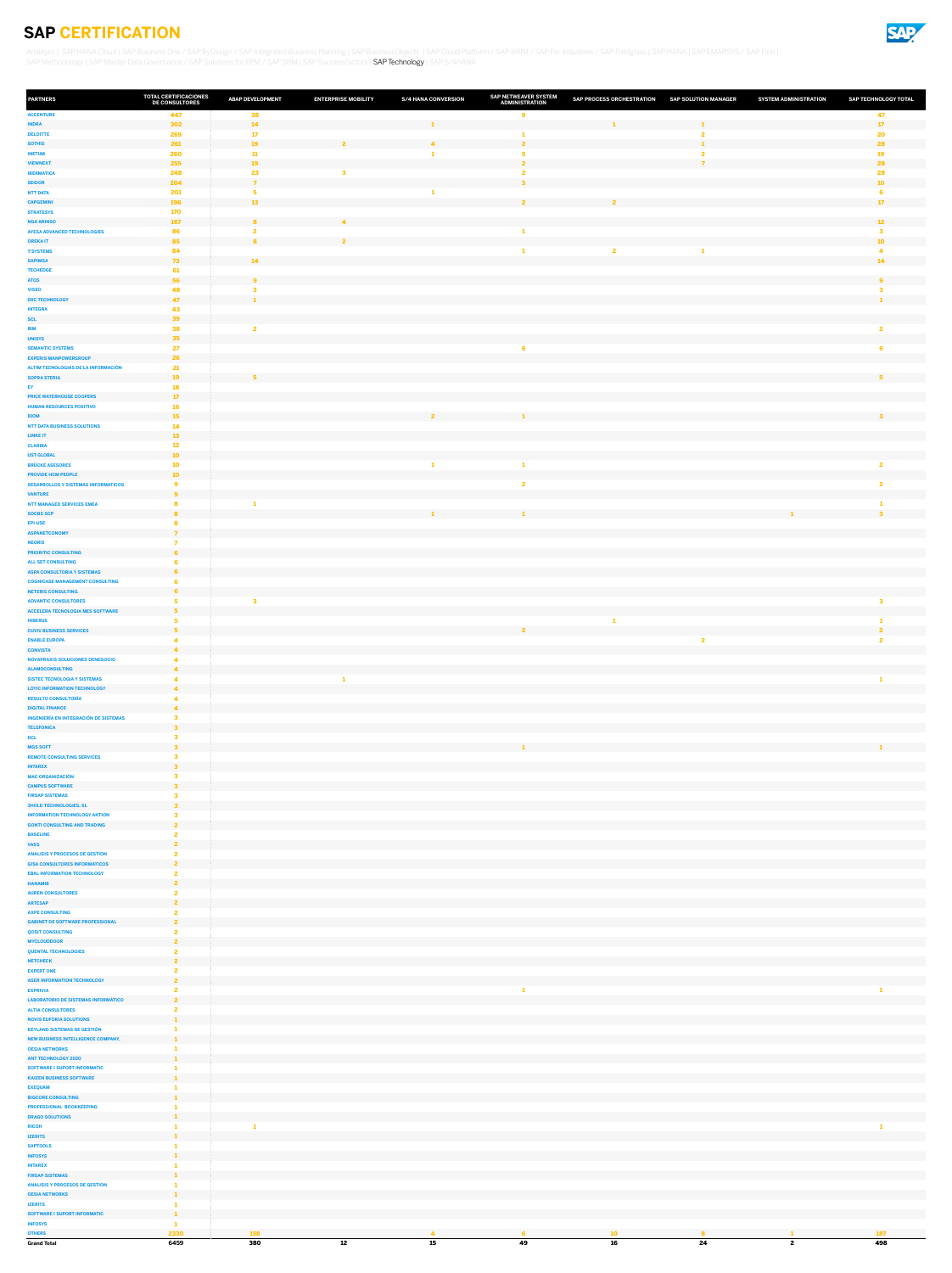# SAP CERTIFICATION

Analytics | SAP HANA Cloud | SAP Business One / SAP ByDesign / SAP Integrated Business Planning | SAP BusinessObjects | SAP Cloud Platform / SAP BRIM / SAP For Industries / SAP Fieldglass | SAP HANA | SAP EMARSYS / SAP Fiori | SAP Methodology | SAP Master Data Governance / SAP Solutions for EPM / SAP SRM | SAP SuccessFactors | SAP Technology | SAP S/4HANA

| PARTNERS | TOTAL CERTIFICACIONES DE CONSULTORES | ABAP DEVELOPMENT | ENTERPRISE MOBILITY | S/4 HANA CONVERSION | SAP NETWEAVER SYSTEM ADMINISTRATION | SAP PROCESS ORCHESTRATION | SAP SOLUTION MANAGER | SYSTEM ADMINISTRATION | SAP TECHNOLOGY TOTAL |
|---|---|---|---|---|---|---|---|---|---|
| ACCENTURE | 447 | 38 | | | 9 | | | | 47 |
| INDRA | 302 | 14 | | 1 | | 1 | 1 | | 17 |
| DELOITTE | 269 | 17 | | | 1 | | 2 | | 20 |
| SOTHIS | 261 | 19 | 2 | 4 | 2 | | 1 | | 28 |
| INETUM | 260 | 11 | | 1 | 5 | | 2 | | 19 |
| VIEWNEXT | 255 | 19 | | | 2 | | 7 | | 28 |
| IBERMATICA | 248 | 23 | 3 | | 2 | | | | 28 |
| SEIDOR | 204 | 7 | | | 3 | | | | 10 |
| NTT DATA | 201 | 5 | | 1 | | | | | 6 |
| CAPGEMINI | 196 | 13 | | | 2 | 2 | | | 17 |
| STRATESYS | 170 | | | | | | | | |
| NGA ARINSO | 167 | 8 | 4 | | | | | | 12 |
| AYESA ADVANCED TECHNOLOGIES | 86 | 2 | | | 1 | | | | 3 |
| OREKA IT | 85 | 8 | 2 | | | | | | 10 |
| T-SYSTEMS | 84 | | | | 1 | 2 | 1 | | 4 |
| SAPIMSA | 73 | 14 | | | | | | | 14 |
| TECHEDGE | 61 | | | | | | | | |
| ATOS | 56 | 9 | | | | | | | 9 |
| VISEO | 48 | 3 | | | | | | | 3 |
| DXC TECHNOLOGY | 47 | 1 | | | | | | | 1 |
| INTEGRA | 43 | | | | | | | | |
| SCL | 39 | | | | | | | | |
| IBM | 38 | 2 | | | | | | | 2 |
| UNISYS | 35 | | | | | | | | |
| SEMANTIC SYSTEMS | 27 | | | | 6 | | | | 6 |
| EXPERIS MANPOWERGROUP | 26 | | | | | | | | |
| ALTIM TECNOLOGIAS DE LA INFORMACIÓN | 21 | | | | | | | | |
| SOPRA STERIA | 19 | 5 | | | | | | | 5 |
| EY | 18 | | | | | | | | |
| PRICE WATERHOUSE COOPERS | 17 | | | | | | | | |
| HUMAN RESOURCES POSITIVO | 16 | | | | | | | | |
| IDOM | 15 | | | 2 | 1 | | | | 3 |
| NTT DATA BUSINESS SOLUTIONS | 14 | | | | | | | | |
| LINKE IT | 13 | | | | | | | | |
| CLARIBA | 12 | | | | | | | | |
| UST GLOBAL | 10 | | | | | | | | |
| BRÜCKE ASESORES | 10 | | | 1 | 1 | | | | 2 |
| PROVIDE HCM PEOPLE | 10 | | | | | | | | |
| DESARROLLOS Y SISTEMAS INFORMATICOS | 9 | | | | 2 | | | | 2 |
| VANTURE | 9 | | | | | | | | |
| NTT MANAGED SERVICES EMEA | 8 | 1 | | | | | | | 1 |
| SOCBS SCP | 8 | | | 1 | 1 | | | 1 | 3 |
| EPI-USE | 8 | | | | | | | | |
| ASPANETCONOMY | 7 | | | | | | | | |
| NEORIS | 7 | | | | | | | | |
| PRIORITIC CONSULTING | 6 | | | | | | | | |
| ALL SET CONSULTING | 6 | | | | | | | | |
| ASPA CONSULTORIA Y SISTEMAS | 6 | | | | | | | | |
| COGNICASE MANAGEMENT CONSULTING | 6 | | | | | | | | |
| NETERIS CONSULTING | 6 | | | | | | | | |
| ADVANTIC CONSULTORES | 5 | 3 | | | | | | | 3 |
| ACCELERA TECNOLOGIA MES SOFTWARE | 5 | | | | | | | | |
| HIBERUS | 5 | | | | | 1 | | | 1 |
| CUVIV BUSINESS SERVICES | 5 | | | | 2 | | | | 2 |
| ENABLE EUROPA | 4 | | | | | | 2 | | 2 |
| CONVISTA | 4 | | | | | | | | |
| NOVAFRAXIS SOLUCIONES DENEGOCIO | 4 | | | | | | | | |
| ALAMOCONSULTING | 4 | | | | | | | | |
| SISTEC TECNOLOGIA Y SISTEMAS | 4 | | 1 | | | | | | 1 |
| LOYIC INFORMATION TECHNOLOGY | 4 | | | | | | | | |
| RESULTO CONSULTORÍA | 4 | | | | | | | | |
| DIGITAL FINANCE | 4 | | | | | | | | |
| INGENIERÍA EN INTEGRACIÓN DE SISTEMAS | 3 | | | | | | | | |
| TELEFONICA | 3 | | | | | | | | |
| DCL | 3 | | | | | | | | |
| MGS SOFT | 3 | | | | 1 | | | | 1 |
| REMOTE CONSULTING SERVICES | 3 | | | | | | | | |
| INTAREX | 3 | | | | | | | | |
| MAC ORGANIZACIÓN | 3 | | | | | | | | |
| CAMPUS SOFTWARE | 3 | | | | | | | | |
| FIRSAP SISTEMAS | 3 | | | | | | | | |
| 3HOLD TECHNOLOGIES, SL | 3 | | | | | | | | |
| INFORMATION TECHNOLOGY AKTION | 3 | | | | | | | | |
| GONTI CONSULTING AND TRADING | 2 | | | | | | | | |
| BASELINE | 2 | | | | | | | | |
| VASS | 2 | | | | | | | | |
| ANALISIS Y PROCESOS DE GESTION | 2 | | | | | | | | |
| GISA CONSULTORES INFORMATICOS | 2 | | | | | | | | |
| EBAL INFORMATION TECHNOLOGY | 2 | | | | | | | | |
| HANAMIB | 2 | | | | | | | | |
| AUREN CONSULTORES | 2 | | | | | | | | |
| ARTESAP | 2 | | | | | | | | |
| AXPE CONSULTING | 2 | | | | | | | | |
| GABINET DE SOFTWARE PROFESSIONAL | 2 | | | | | | | | |
| QOSIT CONSULTING | 2 | | | | | | | | |
| MYCLOUDDOOR | 2 | | | | | | | | |
| QUENTAL TECHNOLOGIES | 2 | | | | | | | | |
| NETCHECK | 2 | | | | | | | | |
| EXPERT ONE | 2 | | | | | | | | |
| ASER INFORMATION TECHNOLOGY | 2 | | | | | | | | |
| EXPRIVIA | 2 | | | | 1 | | | | 1 |
| LABORATORIO DE SISTEMAS INFORMÁTICO | 2 | | | | | | | | |
| ALTIA CONSULTORES | 2 | | | | | | | | |
| NOVIS EUFORIA SOLUTIONS | 1 | | | | | | | | |
| KEYLAND SISTEMAS DE GESTIÓN | 1 | | | | | | | | |
| NEW BUSINESS INTELLIGENCE COMPANY, | 1 | | | | | | | | |
| OESIA NETWORKS | 1 | | | | | | | | |
| ANT TECHNOLOGY 2020 | 1 | | | | | | | | |
| SOFTWARE I SUPORT INFORMATIC | 1 | | | | | | | | |
| KAIZEN BUSINESS SOFTWARE | 1 | | | | | | | | |
| EXEQUAM | 1 | | | | | | | | |
| BIGCORE CONSULTING | 1 | | | | | | | | |
| PROFESSIONAL BOOKKEEPING | 1 | | | | | | | | |
| DRAGO SOLUTIONS | 1 | | | | | | | | |
| RICOH | 1 | 1 | | | | | | | 1 |
| IZERTIS | 1 | | | | | | | | |
| SAPTOOLS | 1 | | | | | | | | |
| INFOSYS | 1 | | | | | | | | |
| INTAREX | 1 | | | | | | | | |
| FIRSAP SISTEMAS | 1 | | | | | | | | |
| ANALISIS Y PROCESOS DE GESTION | 1 | | | | | | | | |
| OESIA NETWORKS | 1 | | | | | | | | |
| IZERTIS | 1 | | | | | | | | |
| SOFTWARE I SUPORT INFORMATIC | 1 | | | | | | | | |
| INFOSYS | 1 | | | | | | | | |
| OTHERS | 2130 | 158 | | 4 | 6 | 10 | 8 | 1 | 187 |
| **Grand Total** | **6459** | **380** | **12** | **15** | **49** | **16** | **24** | **2** | **498** |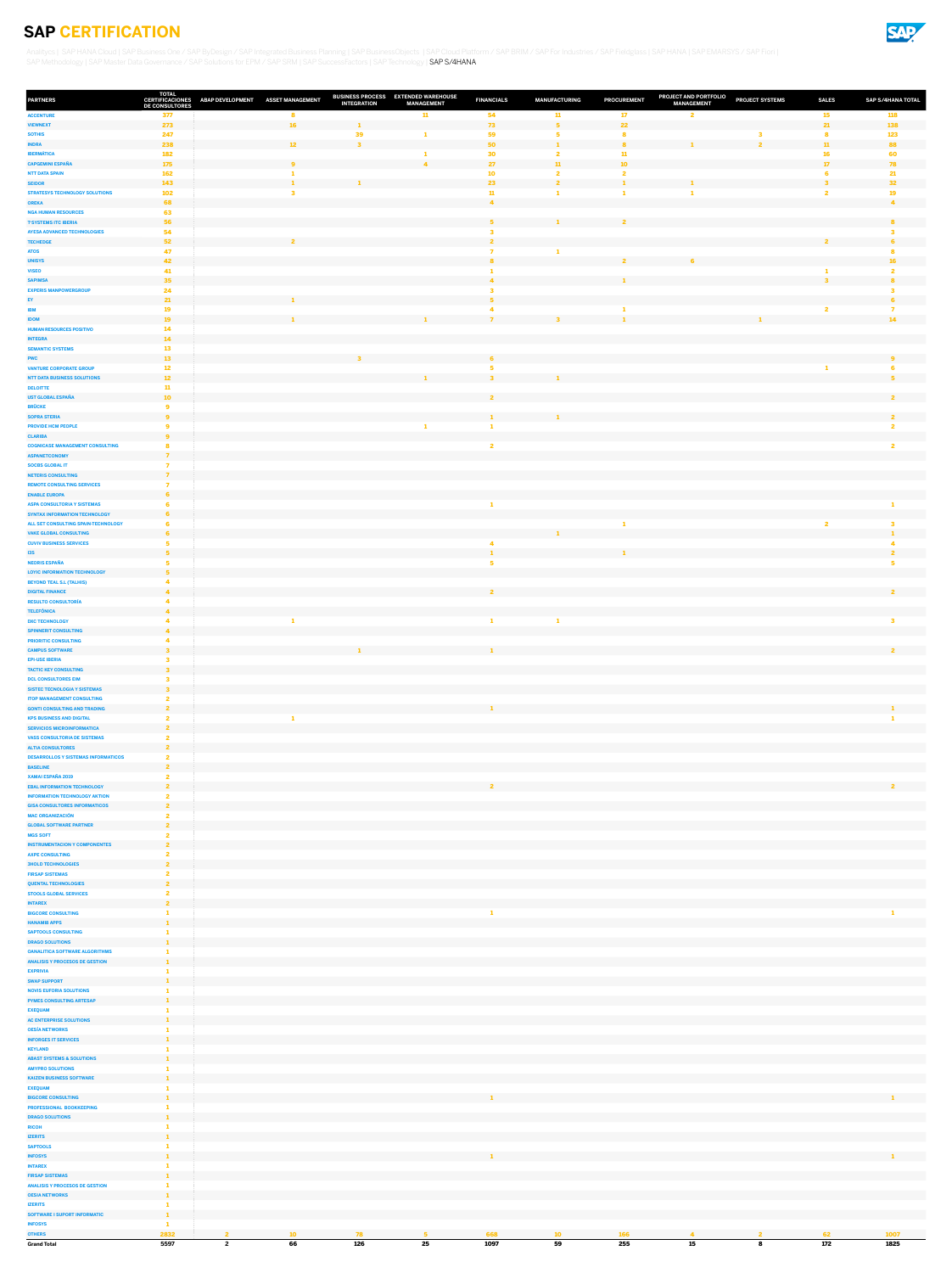# SAP CERTIFICATION

Analytics | SAP HANA Cloud | SAP Business One / SAP ByDesign / SAP Integrated Business Planning | SAP BusinessObjects | SAP Cloud Platform / SAP BRIM / SAP For Industries / SAP Fieldglass | SAP HANA | SAP EMARSYS / SAP Fiori | SAP Methodology | SAP Master Data Governance / SAP Solutions for EPM / SAP SRM | SAP SuccessFactors | SAP Technology | SAP S/4HANA

| PARTNERS | TOTAL CERTIFICACIONES DE CONSULTORES | ABAP DEVELOPMENT | ASSET MANAGEMENT | BUSINESS PROCESS INTEGRATION | EXTENDED WAREHOUSE MANAGEMENT | FINANCIALS | MANUFACTURING | PROCUREMENT | PROJECT AND PORTFOLIO MANAGEMENT | PROJECT SYSTEMS | SALES | SAP S/4HANA TOTAL |
|---|---|---|---|---|---|---|---|---|---|---|---|---|
| ACCENTURE | 177 | | 8 | | 11 | 54 | 11 | 17 | 2 | | 15 | 118 |
| VIEWNEXT | 273 | | 16 | | | 73 | 5 | 22 | | | 21 | 138 |
| SOTHIS | 247 | | | 39 | 1 | 59 | 5 | 8 | | 3 | 8 | 123 |
| INDRA | 238 | | 12 | 3 | | 50 | 1 | 8 | 1 | 2 | 11 | 88 |
| IBERMÁTICA | 182 | | | | 1 | 30 | 2 | 11 | | | 16 | 60 |
| CAPGEMINI ESPAÑA | 175 | | 9 | | 4 | 27 | 11 | 10 | | | 17 | 78 |
| NTT DATA SPAIN | 162 | | 1 | | | 10 | 2 | 2 | | | 6 | 21 |
| SEIDOR | 143 | | 1 | 1 | | 23 | 2 | 1 | 1 | | 3 | 32 |
| STRATESYS TECHNOLOGY SOLUTIONS | 102 | | 3 | | | 11 | 1 | 1 | 1 | | 2 | 19 |
| OREKA | 68 | | | | | 4 | | | | | | 4 |
| NGA HUMAN RESOURCES | 63 | | | | | | | | | | | |
| T-SYSTEMS ITC IBERIA | 56 | | | | | 5 | 1 | 2 | | | | 8 |
| AYESA ADVANCED TECHNOLOGIES | 54 | | | | | 3 | | | | | | 3 |
| TECHEDGE | 52 | | 2 | | | 2 | | | | | 2 | 6 |
| ATOS | 47 | | | | | 7 | 1 | | | | | 8 |
| UNISYS | 42 | | | | | 8 | | 2 | 6 | | | 16 |
| VISEO | 41 | | | | | 1 | | | | | 1 | 2 |
| SAPIMSA | 35 | | | | | 4 | | 1 | | | 3 | 8 |
| EXPERIS MANPOWERGROUP | 24 | | | | | 3 | | | | | | 3 |
| EY | 21 | | 1 | | | 5 | | | | | | 6 |
| IBM | 19 | | | | | 4 | | 1 | | | 2 | 7 |
| IDOM | 19 | | 1 | | 1 | 7 | 3 | 1 | | 1 | | 14 |
| HUMAN RESOURCES POSITIVO | 14 | | | | | | | | | | | |
| INTEGRA | 14 | | | | | | | | | | | |
| SEMANTIC SYSTEMS | 13 | | | | | | | | | | | |
| PWC | 13 | | | 3 | | 6 | | | | | | 9 |
| VANTURE CORPORATE GROUP | 12 | | | | | 5 | | | | | 1 | 6 |
| NTT DATA BUSINESS SOLUTIONS | 12 | | | | 1 | 3 | 1 | | | | | 5 |
| DELOITTE | 11 | | | | | | | | | | | |
| UST GLOBAL ESPAÑA | 10 | | | | | 2 | | | | | | 2 |
| BRÜCKE | 9 | | | | | | | | | | | |
| SOPRA STERIA | 9 | | | | | 1 | 1 | | | | | 2 |
| PROVIDE HCM PEOPLE | 9 | | | | 1 | 1 | | | | | | 2 |
| CLARIBA | 9 | | | | | | | | | | | |
| COGNICASE MANAGEMENT CONSULTING | 8 | | | | | 2 | | | | | | 2 |
| ASPANETCONOMY | 7 | | | | | | | | | | | |
| SOCBS GLOBAL IT | 7 | | | | | | | | | | | |
| NETERIS CONSULTING | 7 | | | | | | | | | | | |
| REMOTE CONSULTING SERVICES | 7 | | | | | | | | | | | |
| ENABLE EUROPA | 6 | | | | | | | | | | | |
| ASPA CONSULTORIA Y SISTEMAS | 6 | | | | | 1 | | | | | | 1 |
| SYNTAX INFORMATION TECHNOLOGY | 6 | | | | | | | | | | | |
| ALL SET CONSULTING SPAIN-TECHNOLOGY | 6 | | | | | | | 1 | | | 2 | 3 |
| VAKE GLOBAL CONSULTING | 6 | | | | | | 1 | | | | | 1 |
| CUVIV BUSINESS SERVICES | 5 | | | | | 4 | | | | | | 4 |
| I3S | 5 | | | | | 1 | | 1 | | | | 2 |
| NEORIS ESPAÑA | 5 | | | | | 5 | | | | | | 5 |
| LOYIC INFORMATION TECHNOLOGY | 5 | | | | | | | | | | | |
| BEYOND TEAL S.L (TALHIS) | 4 | | | | | | | | | | | |
| DIGITAL FINANCE | 4 | | | | | 2 | | | | | | 2 |
| RESULTO CONSULTORÍA | 4 | | | | | | | | | | | |
| TELEFÓNICA | 4 | | | | | | | | | | | |
| DXC TECHNOLOGY | 4 | | 1 | | | 1 | 1 | | | | | 3 |
| SPINNERIT CONSULTING | 4 | | | | | | | | | | | |
| PRIORITIC CONSULTING | 4 | | | | | | | | | | | |
| CAMPUS SOFTWARE | 3 | | | 1 | | 1 | | | | | | 2 |
| EPI-USE IBERIA | 3 | | | | | | | | | | | |
| TACTIC KEY CONSULTING | 3 | | | | | | | | | | | |
| DCL CONSULTORES EIM | 3 | | | | | | | | | | | |
| SISTEC TECNOLOGIA Y SISTEMAS | 3 | | | | | | | | | | | |
| ITOP MANAGEMENT CONSULTING | 2 | | | | | | | | | | | |
| GONTI CONSULTING AND TRADING | 2 | | | | | 1 | | | | | | 1 |
| KPS BUSINESS AND DIGITAL | 2 | | 1 | | | | | | | | | 1 |
| SERVICIOS MICROINFORMATICA | 2 | | | | | | | | | | | |
| VASS CONSULTORIA DE SISTEMAS | 2 | | | | | | | | | | | |
| ALTIA CONSULTORES | 2 | | | | | | | | | | | |
| DESARROLLOS Y SISTEMAS INFORMATICOS | 2 | | | | | | | | | | | |
| BASELINE | 2 | | | | | | | | | | | |
| XAMAI ESPAÑA 2019 | 2 | | | | | | | | | | | |
| EBAL INFORMATION TECHNOLOGY | 2 | | | | | 2 | | | | | | 2 |
| INFORMATION TECHNOLOGY AKTION | 2 | | | | | | | | | | | |
| GISA CONSULTORES INFORMATICOS | 2 | | | | | | | | | | | |
| MAC ORGANIZACIÓN | 2 | | | | | | | | | | | |
| GLOBAL SOFTWARE PARTNER | 2 | | | | | | | | | | | |
| MGS SOFT | 2 | | | | | | | | | | | |
| INSTRUMENTACION Y COMPONENTES | 2 | | | | | | | | | | | |
| AXPE CONSULTING | 2 | | | | | | | | | | | |
| 3HOLD TECHNOLOGIES | 2 | | | | | | | | | | | |
| FIRSAP SISTEMAS | 2 | | | | | | | | | | | |
| QUENTAL TECHNOLOGIES | 2 | | | | | | | | | | | |
| STOOLS GLOBAL SERVICES | 2 | | | | | | | | | | | |
| INTAREX | 2 | | | | | | | | | | | |
| BIGCORE CONSULTING | 1 | | | | | 1 | | | | | | 1 |
| HANAMIB APPS | 1 | | | | | | | | | | | |
| SAPTOOLS CONSULTING | 1 | | | | | | | | | | | |
| DRAGO SOLUTIONS | 1 | | | | | | | | | | | |
| OANALITICA SOFTWARE ALGORITHMS | 1 | | | | | | | | | | | |
| ANALISIS Y PROCESOS DE GESTION | 1 | | | | | | | | | | | |
| EXPRIVIA | 1 | | | | | | | | | | | |
| SWAP SUPPORT | 1 | | | | | | | | | | | |
| NOVIS EUFORIA SOLUTIONS | 1 | | | | | | | | | | | |
| PYMES CONSULTING ARTESAP | 1 | | | | | | | | | | | |
| EXEQUAM | 1 | | | | | | | | | | | |
| AC ENTERPRISE SOLUTIONS | 1 | | | | | | | | | | | |
| OESÍA NETWORKS | 1 | | | | | | | | | | | |
| INFORGES IT SERVICES | 1 | | | | | | | | | | | |
| KEYLAND | 1 | | | | | | | | | | | |
| ABAST SYSTEMS & SOLUTIONS | 1 | | | | | | | | | | | |
| AMYPRO SOLUTIONS | 1 | | | | | | | | | | | |
| KAIZEN BUSINESS SOFTWARE | 1 | | | | | | | | | | | |
| EXEQUAM | 1 | | | | | | | | | | | |
| BIGCORE CONSULTING | 1 | | | | | 1 | | | | | | 1 |
| PROFESSIONAL BOOKKEEPING | 1 | | | | | | | | | | | |
| DRAGO SOLUTIONS | 1 | | | | | | | | | | | |
| RICOH | 1 | | | | | | | | | | | |
| IZERTIS | 1 | | | | | | | | | | | |
| SAPTOOLS | 1 | | | | | | | | | | | |
| INFOSYS | 1 | | | | | 1 | | | | | | 1 |
| INTAREX | 1 | | | | | | | | | | | |
| FIRSAP SISTEMAS | 1 | | | | | | | | | | | |
| ANALISIS Y PROCESOS DE GESTION | 1 | | | | | | | | | | | |
| OESIA NETWORKS | 1 | | | | | | | | | | | |
| IZERTIS | 1 | | | | | | | | | | | |
| SOFTWARE I SUPORT INFORMATIC | 1 | | | | | | | | | | | |
| INFOSYS | 1 | | | | | | | | | | | |
| OTHERS | 2832 | 2 | 10 | 78 | 5 | 668 | 10 | 166 | 4 | 2 | 62 | 1007 |
| **Grand Total** | **5597** | **2** | **66** | **126** | **25** | **1097** | **59** | **255** | **15** | **8** | **172** | **1825** |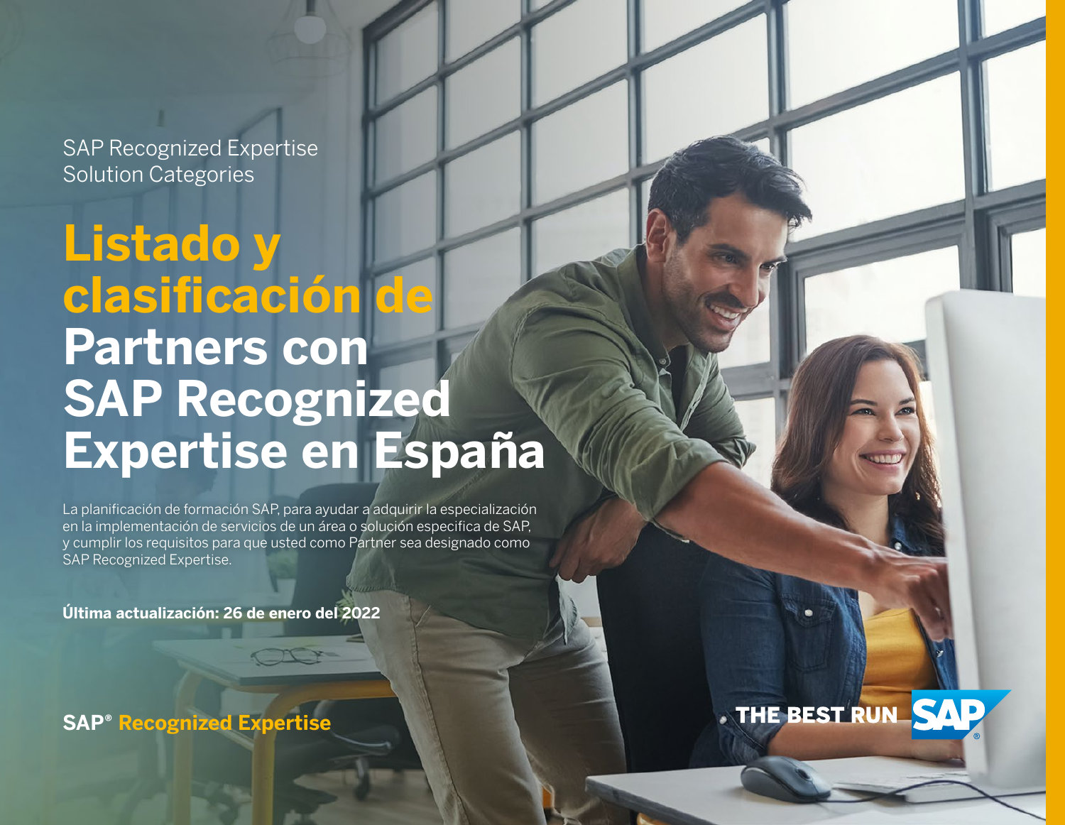SAP Recognized Expertise
Solution Categories

# Listado y clasificación de Partners con SAP Recognized Expertise en España

La planificación de formación SAP, para ayudar a adquirir la especialización en la implementación de servicios de un área o solución especifica de SAP, y cumplir los requisitos para que usted como Partner sea designado como SAP Recognized Expertise.

**Última actualización: 26 de enero del 2022**

**SAP® Recognized Expertise**

THE BEST RUN SAP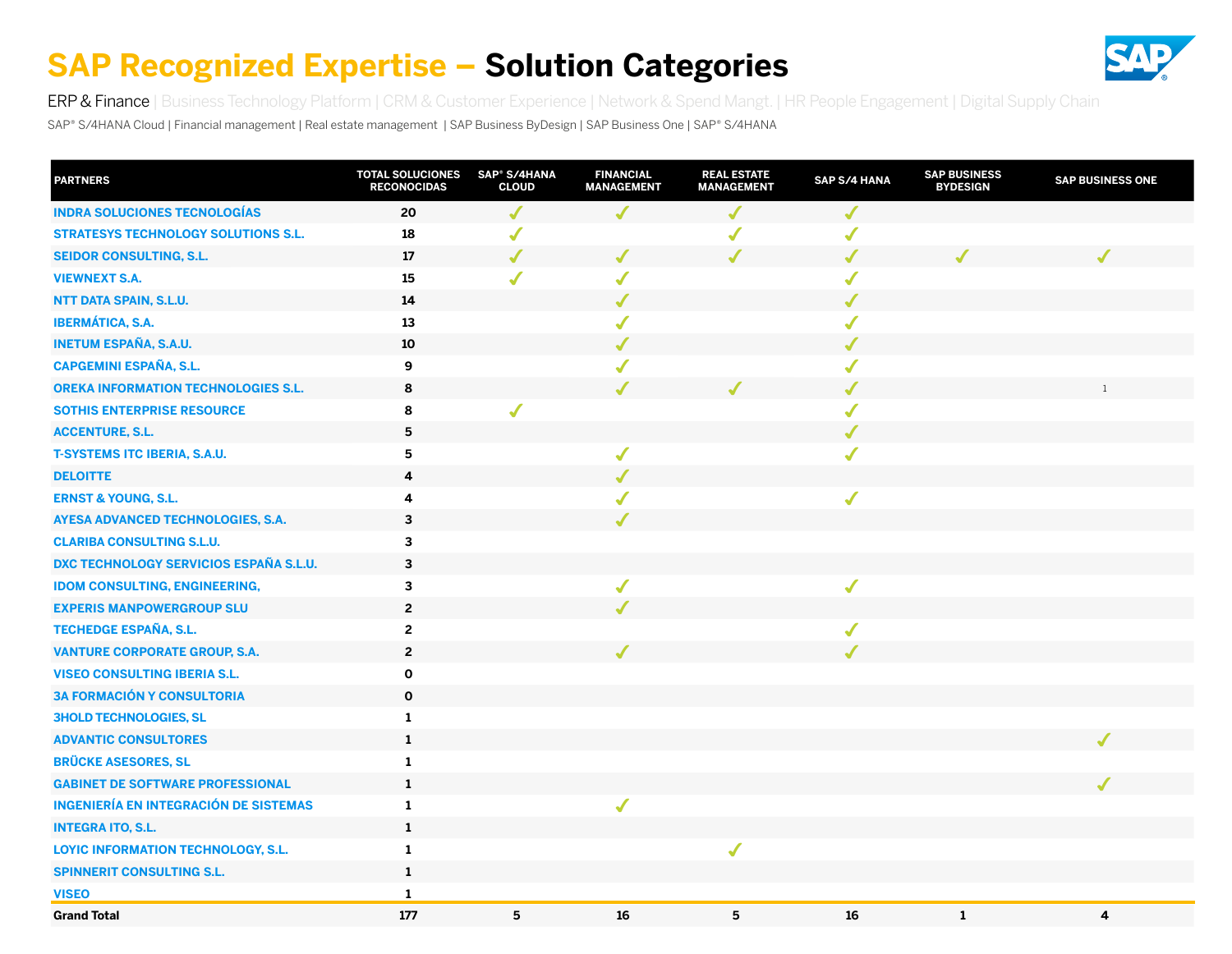# SAP Recognized Expertise – Solution Categories

ERP & Finance | Business Technology Platform | CRM & Customer Experience | Network & Spend Mangt. | HR People Engagement | Digital Supply Chain

SAP® S/4HANA Cloud | Financial management | Real estate management | SAP Business ByDesign | SAP Business One | SAP® S/4HANA

| PARTNERS | TOTAL SOLUCIONES RECONOCIDAS | SAP® S/4HANA CLOUD | FINANCIAL MANAGEMENT | REAL ESTATE MANAGEMENT | SAP S/4 HANA | SAP BUSINESS BYDESIGN | SAP BUSINESS ONE |
|---|---|---|---|---|---|---|---|
| INDRA SOLUCIONES TECNOLOGÍAS | 20 | ✓ | ✓ | ✓ | ✓ | | |
| STRATESYS TECHNOLOGY SOLUTIONS S.L. | 18 | ✓ | | ✓ | ✓ | | |
| SEIDOR CONSULTING, S.L. | 17 | ✓ | ✓ | ✓ | ✓ | ✓ | ✓ |
| VIEWNEXT S.A. | 15 | ✓ | ✓ | | ✓ | | |
| NTT DATA SPAIN, S.L.U. | 14 | | ✓ | | ✓ | | |
| IBERMÁTICA, S.A. | 13 | | ✓ | | ✓ | | |
| INETUM ESPAÑA, S.A.U. | 10 | | ✓ | | ✓ | | |
| CAPGEMINI ESPAÑA, S.L. | 9 | | ✓ | | ✓ | | |
| OREKA INFORMATION TECHNOLOGIES S.L. | 8 | | ✓ | ✓ | ✓ | | 1 |
| SOTHIS ENTERPRISE RESOURCE | 8 | ✓ | | | ✓ | | |
| ACCENTURE, S.L. | 5 | | | | ✓ | | |
| T-SYSTEMS ITC IBERIA, S.A.U. | 5 | | ✓ | | ✓ | | |
| DELOITTE | 4 | | ✓ | | | | |
| ERNST & YOUNG, S.L. | 4 | | ✓ | | ✓ | | |
| AYESA ADVANCED TECHNOLOGIES, S.A. | 3 | | ✓ | | | | |
| CLARIBA CONSULTING S.L.U. | 3 | | | | | | |
| DXC TECHNOLOGY SERVICIOS ESPAÑA S.L.U. | 3 | | | | | | |
| IDOM CONSULTING, ENGINEERING, | 3 | | ✓ | | ✓ | | |
| EXPERIS MANPOWERGROUP SLU | 2 | | ✓ | | | | |
| TECHEDGE ESPAÑA, S.L. | 2 | | | | ✓ | | |
| VANTURE CORPORATE GROUP, S.A. | 2 | | ✓ | | ✓ | | |
| VISEO CONSULTING IBERIA S.L. | 0 | | | | | | |
| 3A FORMACIÓN Y CONSULTORIA | 0 | | | | | | |
| 3HOLD TECHNOLOGIES, SL | 1 | | | | | | |
| ADVANTIC CONSULTORES | 1 | | | | | | ✓ |
| BRÜCKE ASESORES, SL | 1 | | | | | | |
| GABINET DE SOFTWARE PROFESSIONAL | 1 | | | | | | ✓ |
| INGENIERÍA EN INTEGRACIÓN DE SISTEMAS | 1 | | ✓ | | | | |
| INTEGRA ITO, S.L. | 1 | | | | | | |
| LOYIC INFORMATION TECHNOLOGY, S.L. | 1 | | | ✓ | | | |
| SPINNERIT CONSULTING S.L. | 1 | | | | | | |
| VISEO | 1 | | | | | | |
| **Grand Total** | **177** | **5** | **16** | **5** | **16** | **1** | **4** |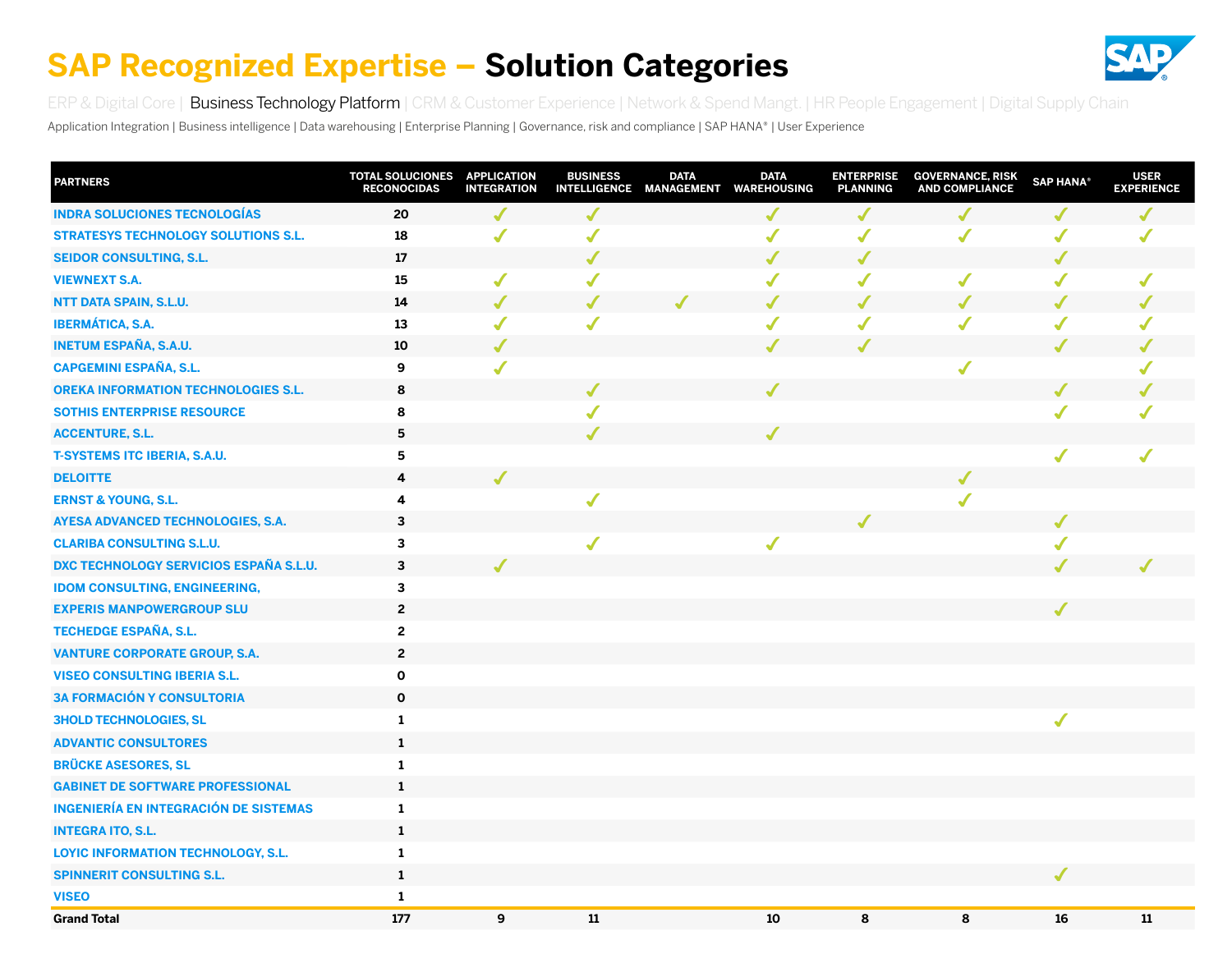# SAP Recognized Expertise – Solution Categories

ERP & Digital Core | Business Technology Platform | CRM & Customer Experience | Network & Spend Mangt. | HR People Engagement | Digital Supply Chain

Application Integration | Business intelligence | Data warehousing | Enterprise Planning | Governance, risk and compliance | SAP HANA® | User Experience

| PARTNERS | TOTAL SOLUCIONES RECONOCIDAS | APPLICATION INTEGRATION | BUSINESS INTELLIGENCE | DATA MANAGEMENT | DATA WAREHOUSING | ENTERPRISE PLANNING | GOVERNANCE, RISK AND COMPLIANCE | SAP HANA® | USER EXPERIENCE |
|---|---|---|---|---|---|---|---|---|---|
| INDRA SOLUCIONES TECNOLOGÍAS | 20 | ✓ | ✓ | | ✓ | ✓ | ✓ | ✓ | ✓ |
| STRATESYS TECHNOLOGY SOLUTIONS S.L. | 18 | ✓ | ✓ | | ✓ | ✓ | ✓ | ✓ | ✓ |
| SEIDOR CONSULTING, S.L. | 17 | | ✓ | | ✓ | ✓ | | ✓ | |
| VIEWNEXT S.A. | 15 | ✓ | ✓ | | ✓ | ✓ | ✓ | ✓ | ✓ |
| NTT DATA SPAIN, S.L.U. | 14 | ✓ | ✓ | ✓ | ✓ | ✓ | ✓ | ✓ | ✓ |
| IBERMÁTICA, S.A. | 13 | ✓ | ✓ | | ✓ | ✓ | ✓ | ✓ | ✓ |
| INETUM ESPAÑA, S.A.U. | 10 | ✓ | | | ✓ | ✓ | | ✓ | ✓ |
| CAPGEMINI ESPAÑA, S.L. | 9 | ✓ | | | | | ✓ | | ✓ |
| OREKA INFORMATION TECHNOLOGIES S.L. | 8 | | ✓ | | ✓ | | | ✓ | ✓ |
| SOTHIS ENTERPRISE RESOURCE | 8 | | ✓ | | | | | ✓ | ✓ |
| ACCENTURE, S.L. | 5 | | ✓ | | ✓ | | | | |
| T-SYSTEMS ITC IBERIA, S.A.U. | 5 | | | | | | | ✓ | ✓ |
| DELOITTE | 4 | ✓ | | | | | ✓ | | |
| ERNST & YOUNG, S.L. | 4 | | ✓ | | | | ✓ | | |
| AYESA ADVANCED TECHNOLOGIES, S.A. | 3 | | | | | ✓ | | ✓ | |
| CLARIBA CONSULTING S.L.U. | 3 | | ✓ | | ✓ | | | ✓ | |
| DXC TECHNOLOGY SERVICIOS ESPAÑA S.L.U. | 3 | ✓ | | | | | | ✓ | ✓ |
| IDOM CONSULTING, ENGINEERING, | 3 | | | | | | | | |
| EXPERIS MANPOWERGROUP SLU | 2 | | | | | | | ✓ | |
| TECHEDGE ESPAÑA, S.L. | 2 | | | | | | | | |
| VANTURE CORPORATE GROUP, S.A. | 2 | | | | | | | | |
| VISEO CONSULTING IBERIA S.L. | 0 | | | | | | | | |
| 3A FORMACIÓN Y CONSULTORIA | 0 | | | | | | | | |
| 3HOLD TECHNOLOGIES, SL | 1 | | | | | | | ✓ | |
| ADVANTIC CONSULTORES | 1 | | | | | | | | |
| BRÜCKE ASESORES, SL | 1 | | | | | | | | |
| GABINET DE SOFTWARE PROFESSIONAL | 1 | | | | | | | | |
| INGENIERÍA EN INTEGRACIÓN DE SISTEMAS | 1 | | | | | | | | |
| INTEGRA ITO, S.L. | 1 | | | | | | | | |
| LOYIC INFORMATION TECHNOLOGY, S.L. | 1 | | | | | | | | |
| SPINNERIT CONSULTING S.L. | 1 | | | | | | | ✓ | |
| VISEO | 1 | | | | | | | | |
| **Grand Total** | **177** | **9** | **11** | | **10** | **8** | **8** | **16** | **11** |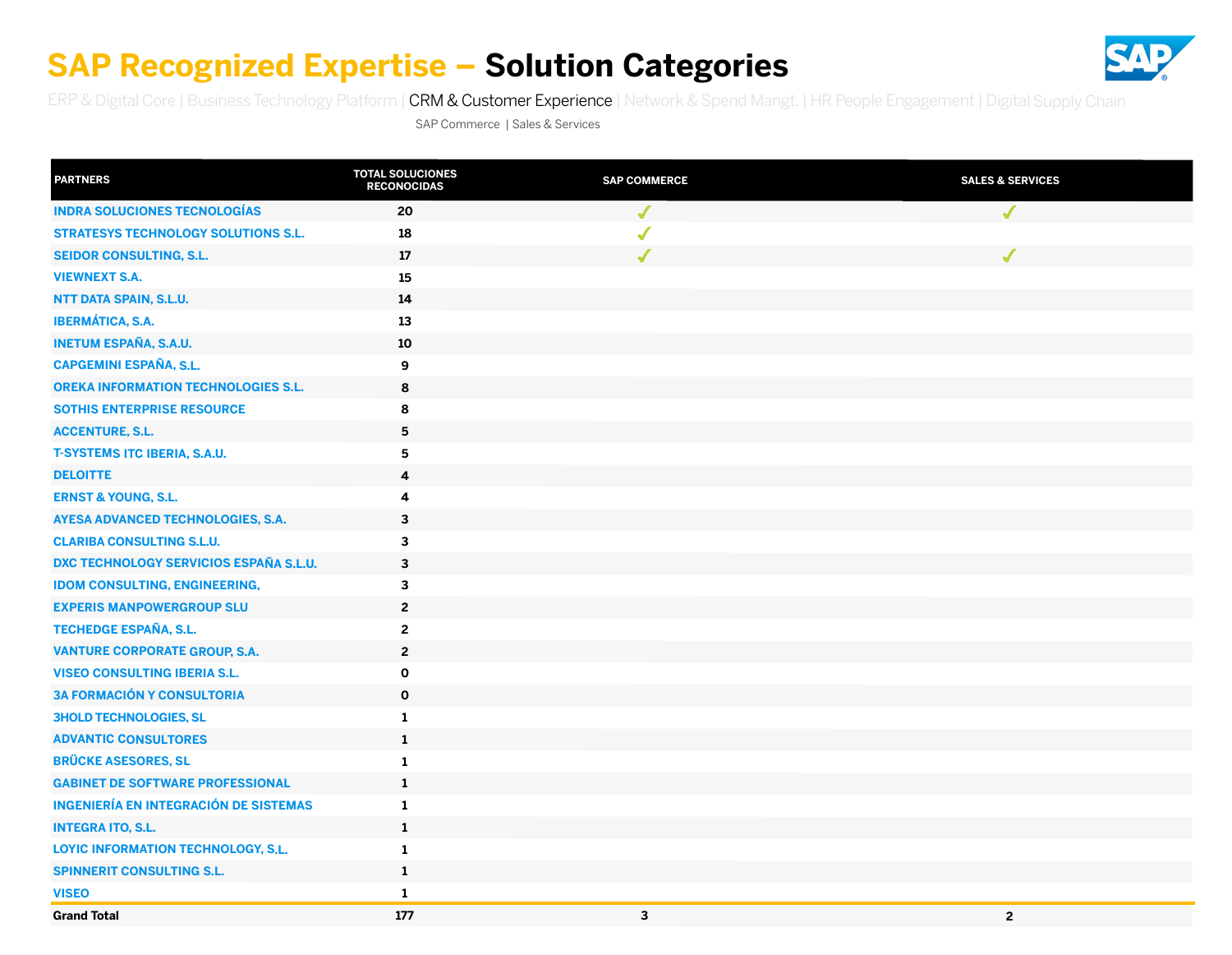# SAP Recognized Expertise – Solution Categories

ERP & Digital Core | Business Technology Platform | **CRM & Customer Experience** | Network & Spend Mangt. | HR People Engagement | Digital Supply Chain

SAP Commerce | Sales & Services

| PARTNERS | TOTAL SOLUCIONES RECONOCIDAS | SAP COMMERCE | SALES & SERVICES |
|---|---|---|---|
| INDRA SOLUCIONES TECNOLOGÍAS | 20 | ✓ | ✓ |
| STRATESYS TECHNOLOGY SOLUTIONS S.L. | 18 | ✓ | |
| SEIDOR CONSULTING, S.L. | 17 | ✓ | ✓ |
| VIEWNEXT S.A. | 15 | | |
| NTT DATA SPAIN, S.L.U. | 14 | | |
| IBERMÁTICA, S.A. | 13 | | |
| INETUM ESPAÑA, S.A.U. | 10 | | |
| CAPGEMINI ESPAÑA, S.L. | 9 | | |
| OREKA INFORMATION TECHNOLOGIES S.L. | 8 | | |
| SOTHIS ENTERPRISE RESOURCE | 8 | | |
| ACCENTURE, S.L. | 5 | | |
| T-SYSTEMS ITC IBERIA, S.A.U. | 5 | | |
| DELOITTE | 4 | | |
| ERNST & YOUNG, S.L. | 4 | | |
| AYESA ADVANCED TECHNOLOGIES, S.A. | 3 | | |
| CLARIBA CONSULTING S.L.U. | 3 | | |
| DXC TECHNOLOGY SERVICIOS ESPAÑA S.L.U. | 3 | | |
| IDOM CONSULTING, ENGINEERING, | 3 | | |
| EXPERIS MANPOWERGROUP SLU | 2 | | |
| TECHEDGE ESPAÑA, S.L. | 2 | | |
| VANTURE CORPORATE GROUP, S.A. | 2 | | |
| VISEO CONSULTING IBERIA S.L. | 0 | | |
| 3A FORMACIÓN Y CONSULTORIA | 0 | | |
| 3HOLD TECHNOLOGIES, SL | 1 | | |
| ADVANTIC CONSULTORES | 1 | | |
| BRÜCKE ASESORES, SL | 1 | | |
| GABINET DE SOFTWARE PROFESSIONAL | 1 | | |
| INGENIERÍA EN INTEGRACIÓN DE SISTEMAS | 1 | | |
| INTEGRA ITO, S.L. | 1 | | |
| LOYIC INFORMATION TECHNOLOGY, S.L. | 1 | | |
| SPINNERIT CONSULTING S.L. | 1 | | |
| VISEO | 1 | | |
| **Grand Total** | **177** | **3** | **2** |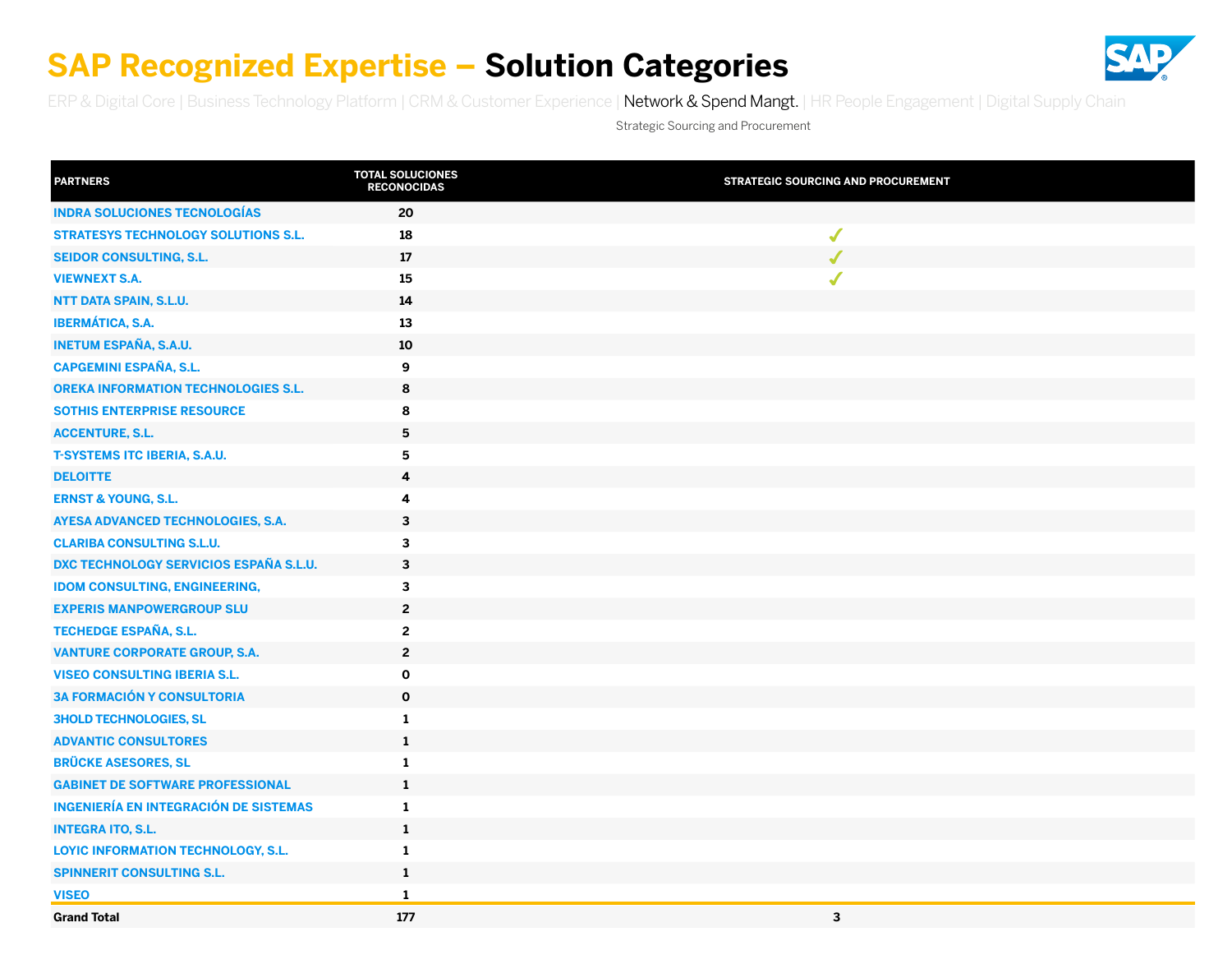# SAP Recognized Expertise – Solution Categories

ERP & Digital Core | Business Technology Platform | CRM & Customer Experience | Network & Spend Mangt. | HR People Engagement | Digital Supply Chain

Strategic Sourcing and Procurement

| PARTNERS | TOTAL SOLUCIONES RECONOCIDAS | STRATEGIC SOURCING AND PROCUREMENT |
|---|---|---|
| INDRA SOLUCIONES TECNOLOGÍAS | 20 | |
| STRATESYS TECHNOLOGY SOLUTIONS S.L. | 18 | ✓ |
| SEIDOR CONSULTING, S.L. | 17 | ✓ |
| VIEWNEXT S.A. | 15 | ✓ |
| NTT DATA SPAIN, S.L.U. | 14 | |
| IBERMÁTICA, S.A. | 13 | |
| INETUM ESPAÑA, S.A.U. | 10 | |
| CAPGEMINI ESPAÑA, S.L. | 9 | |
| OREKA INFORMATION TECHNOLOGIES S.L. | 8 | |
| SOTHIS ENTERPRISE RESOURCE | 8 | |
| ACCENTURE, S.L. | 5 | |
| T-SYSTEMS ITC IBERIA, S.A.U. | 5 | |
| DELOITTE | 4 | |
| ERNST & YOUNG, S.L. | 4 | |
| AYESA ADVANCED TECHNOLOGIES, S.A. | 3 | |
| CLARIBA CONSULTING S.L.U. | 3 | |
| DXC TECHNOLOGY SERVICIOS ESPAÑA S.L.U. | 3 | |
| IDOM CONSULTING, ENGINEERING, | 3 | |
| EXPERIS MANPOWERGROUP SLU | 2 | |
| TECHEDGE ESPAÑA, S.L. | 2 | |
| VANTURE CORPORATE GROUP, S.A. | 2 | |
| VISEO CONSULTING IBERIA S.L. | 0 | |
| 3A FORMACIÓN Y CONSULTORIA | 0 | |
| 3HOLD TECHNOLOGIES, SL | 1 | |
| ADVANTIC CONSULTORES | 1 | |
| BRÜCKE ASESORES, SL | 1 | |
| GABINET DE SOFTWARE PROFESSIONAL | 1 | |
| INGENIERÍA EN INTEGRACIÓN DE SISTEMAS | 1 | |
| INTEGRA ITO, S.L. | 1 | |
| LOYIC INFORMATION TECHNOLOGY, S.L. | 1 | |
| SPINNERIT CONSULTING S.L. | 1 | |
| VISEO | 1 | |
| **Grand Total** | **177** | **3** |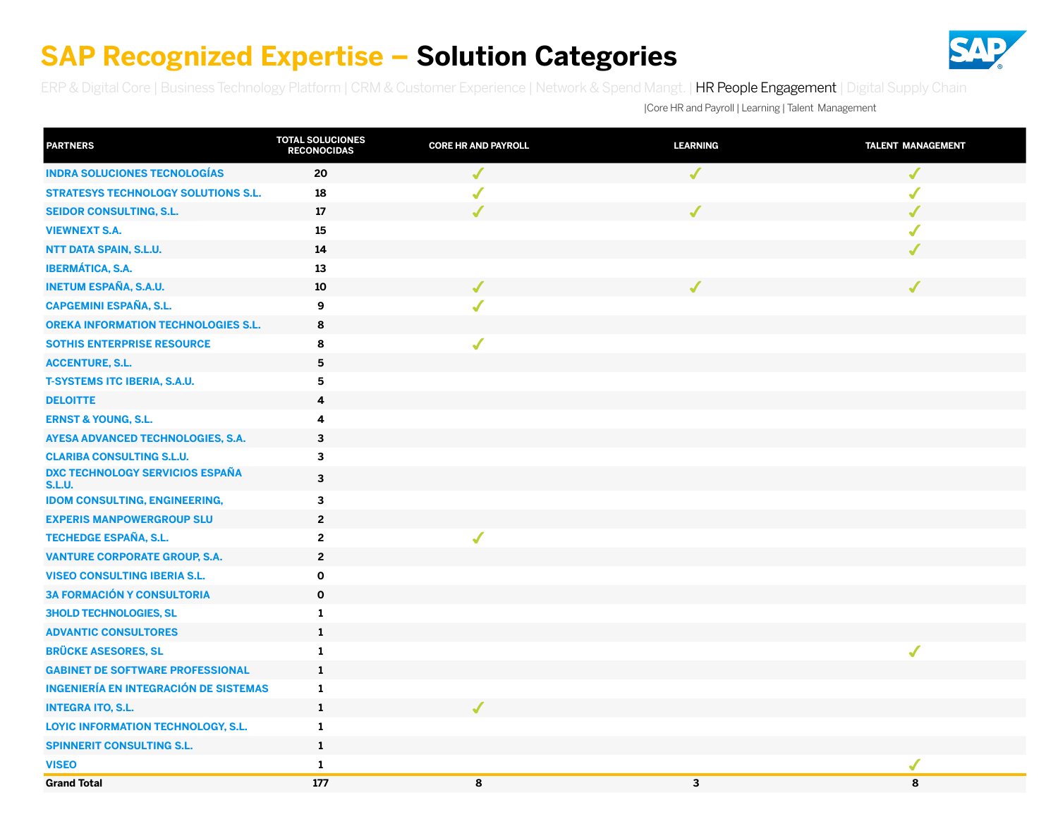# SAP Recognized Expertise – Solution Categories

ERP & Digital Core | Business Technology Platform | CRM & Customer Experience | Network & Spend Mangt. | HR People Engagement | Digital Supply Chain

|Core HR and Payroll | Learning | Talent Management

| PARTNERS | TOTAL SOLUCIONES RECONOCIDAS | CORE HR AND PAYROLL | LEARNING | TALENT MANAGEMENT |
|---|---|---|---|---|
| INDRA SOLUCIONES TECNOLOGÍAS | 20 | ✓ | ✓ | ✓ |
| STRATESYS TECHNOLOGY SOLUTIONS S.L. | 18 | ✓ | | ✓ |
| SEIDOR CONSULTING, S.L. | 17 | ✓ | ✓ | ✓ |
| VIEWNEXT S.A. | 15 | | | ✓ |
| NTT DATA SPAIN, S.L.U. | 14 | | | ✓ |
| IBERMÁTICA, S.A. | 13 | | | |
| INETUM ESPAÑA, S.A.U. | 10 | ✓ | ✓ | ✓ |
| CAPGEMINI ESPAÑA, S.L. | 9 | ✓ | | |
| OREKA INFORMATION TECHNOLOGIES S.L. | 8 | | | |
| SOTHIS ENTERPRISE RESOURCE | 8 | ✓ | | |
| ACCENTURE, S.L. | 5 | | | |
| T-SYSTEMS ITC IBERIA, S.A.U. | 5 | | | |
| DELOITTE | 4 | | | |
| ERNST & YOUNG, S.L. | 4 | | | |
| AYESA ADVANCED TECHNOLOGIES, S.A. | 3 | | | |
| CLARIBA CONSULTING S.L.U. | 3 | | | |
| DXC TECHNOLOGY SERVICIOS ESPAÑA S.L.U. | 3 | | | |
| IDOM CONSULTING, ENGINEERING, | 3 | | | |
| EXPERIS MANPOWERGROUP SLU | 2 | | | |
| TECHEDGE ESPAÑA, S.L. | 2 | ✓ | | |
| VANTURE CORPORATE GROUP, S.A. | 2 | | | |
| VISEO CONSULTING IBERIA S.L. | 0 | | | |
| 3A FORMACIÓN Y CONSULTORIA | 0 | | | |
| 3HOLD TECHNOLOGIES, SL | 1 | | | |
| ADVANTIC CONSULTORES | 1 | | | |
| BRÜCKE ASESORES, SL | 1 | | | ✓ |
| GABINET DE SOFTWARE PROFESSIONAL | 1 | | | |
| INGENIERÍA EN INTEGRACIÓN DE SISTEMAS | 1 | | | |
| INTEGRA ITO, S.L. | 1 | ✓ | | |
| LOYIC INFORMATION TECHNOLOGY, S.L. | 1 | | | |
| SPINNERIT CONSULTING S.L. | 1 | | | |
| VISEO | 1 | | | ✓ |
| **Grand Total** | **177** | **8** | **3** | **8** |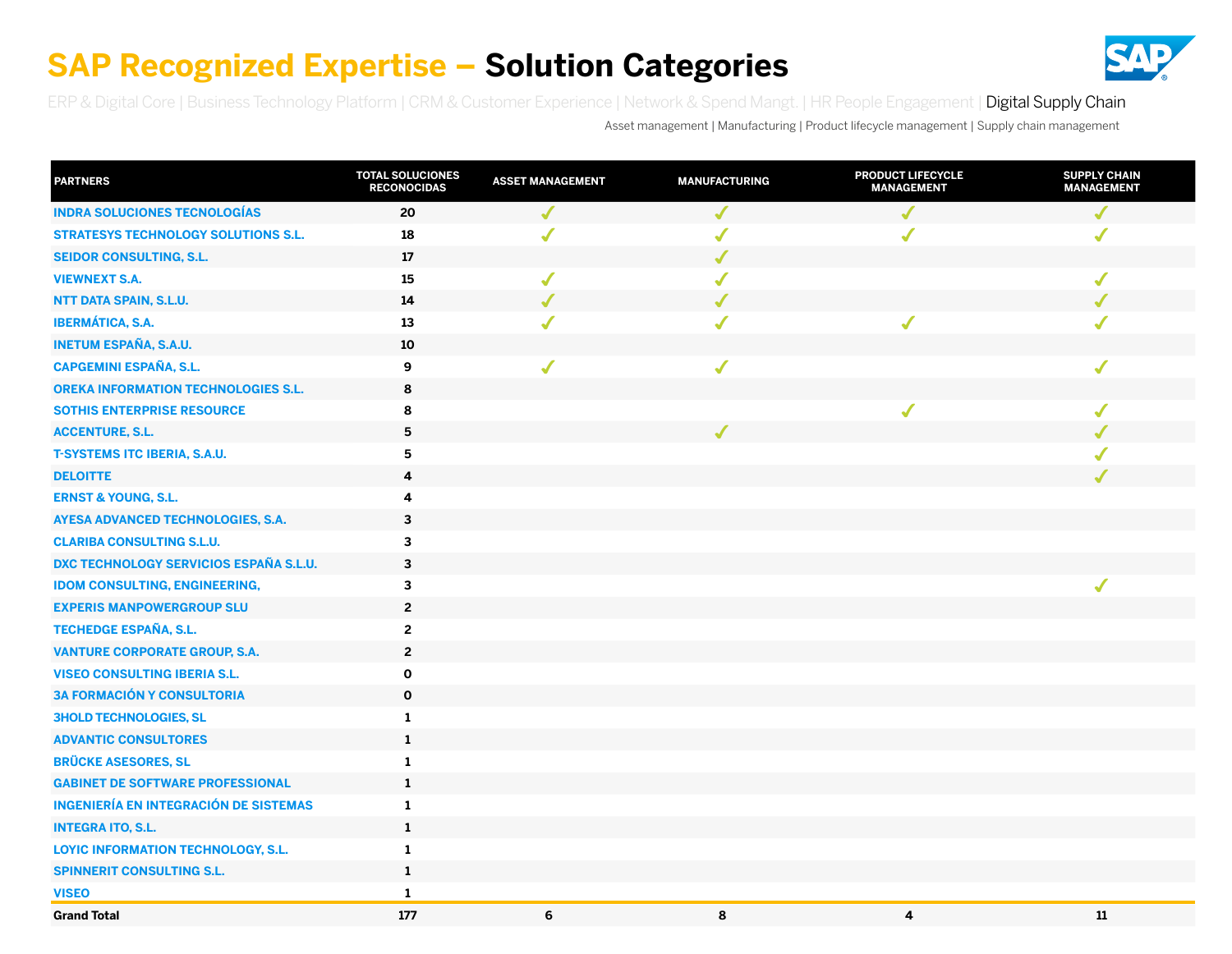# SAP Recognized Expertise – Solution Categories

ERP & Digital Core | Business Technology Platform | CRM & Customer Experience | Network & Spend Mangt. | HR People Engagement | Digital Supply Chain

Asset management | Manufacturing | Product lifecycle management | Supply chain management

| PARTNERS | TOTAL SOLUCIONES RECONOCIDAS | ASSET MANAGEMENT | MANUFACTURING | PRODUCT LIFECYCLE MANAGEMENT | SUPPLY CHAIN MANAGEMENT |
|---|---|---|---|---|---|
| INDRA SOLUCIONES TECNOLOGÍAS | 20 | ✓ | ✓ | ✓ | ✓ |
| STRATESYS TECHNOLOGY SOLUTIONS S.L. | 18 | ✓ | ✓ | ✓ | ✓ |
| SEIDOR CONSULTING, S.L. | 17 | | ✓ | | |
| VIEWNEXT S.A. | 15 | ✓ | ✓ | | ✓ |
| NTT DATA SPAIN, S.L.U. | 14 | ✓ | ✓ | | ✓ |
| IBERMÁTICA, S.A. | 13 | ✓ | ✓ | ✓ | ✓ |
| INETUM ESPAÑA, S.A.U. | 10 | | | | |
| CAPGEMINI ESPAÑA, S.L. | 9 | ✓ | ✓ | | ✓ |
| OREKA INFORMATION TECHNOLOGIES S.L. | 8 | | | | |
| SOTHIS ENTERPRISE RESOURCE | 8 | | | ✓ | ✓ |
| ACCENTURE, S.L. | 5 | | ✓ | | ✓ |
| T-SYSTEMS ITC IBERIA, S.A.U. | 5 | | | | ✓ |
| DELOITTE | 4 | | | | ✓ |
| ERNST & YOUNG, S.L. | 4 | | | | |
| AYESA ADVANCED TECHNOLOGIES, S.A. | 3 | | | | |
| CLARIBA CONSULTING S.L.U. | 3 | | | | |
| DXC TECHNOLOGY SERVICIOS ESPAÑA S.L.U. | 3 | | | | |
| IDOM CONSULTING, ENGINEERING, | 3 | | | | ✓ |
| EXPERIS MANPOWERGROUP SLU | 2 | | | | |
| TECHEDGE ESPAÑA, S.L. | 2 | | | | |
| VANTURE CORPORATE GROUP, S.A. | 2 | | | | |
| VISEO CONSULTING IBERIA S.L. | 0 | | | | |
| 3A FORMACIÓN Y CONSULTORIA | 0 | | | | |
| 3HOLD TECHNOLOGIES, SL | 1 | | | | |
| ADVANTIC CONSULTORES | 1 | | | | |
| BRÜCKE ASESORES, SL | 1 | | | | |
| GABINET DE SOFTWARE PROFESSIONAL | 1 | | | | |
| INGENIERÍA EN INTEGRACIÓN DE SISTEMAS | 1 | | | | |
| INTEGRA ITO, S.L. | 1 | | | | |
| LOYIC INFORMATION TECHNOLOGY, S.L. | 1 | | | | |
| SPINNERIT CONSULTING S.L. | 1 | | | | |
| VISEO | 1 | | | | |
| **Grand Total** | **177** | **6** | **8** | **4** | **11** |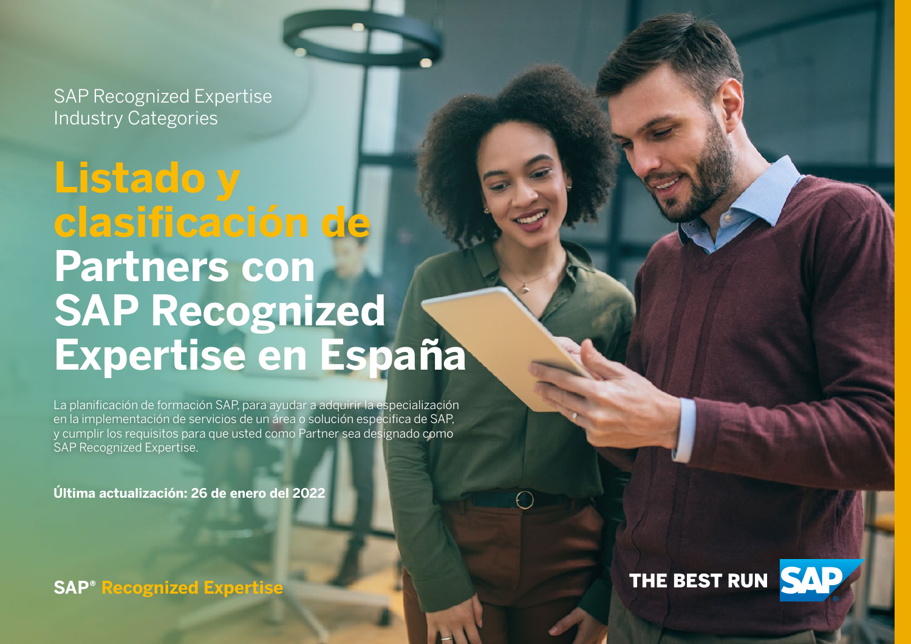SAP Recognized Expertise
Industry Categories

# Listado y clasificación de Partners con SAP Recognized Expertise en España

La planificación de formación SAP, para ayudar a adquirir la especialización en la implementación de servicios de un área o solución específica de SAP, y cumplir los requisitos para que usted como Partner sea designado como SAP Recognized Expertise.

**Última actualización: 26 de enero del 2022**

**SAP® Recognized Expertise**

THE BEST RUN SAP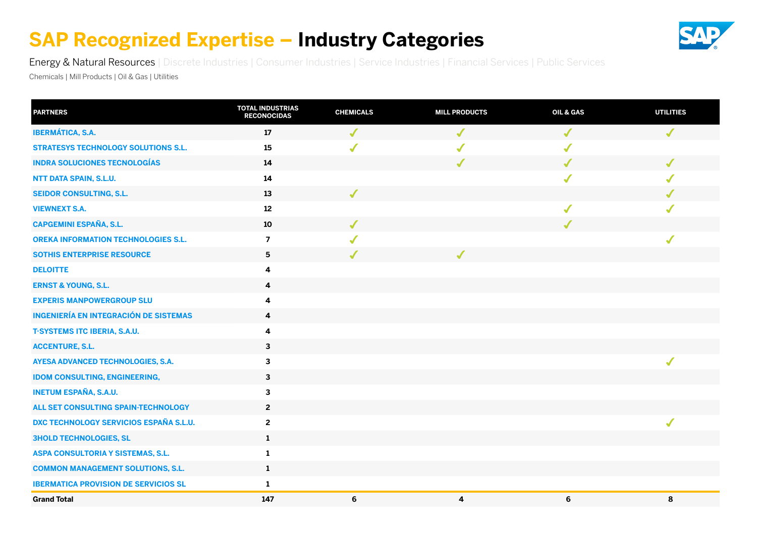# SAP Recognized Expertise – Industry Categories

Energy & Natural Resources | Discrete Industries | Consumer Industries | Service Industries | Financial Services | Public Services

Chemicals | Mill Products | Oil & Gas | Utilities

| PARTNERS | TOTAL INDUSTRIAS RECONOCIDAS | CHEMICALS | MILL PRODUCTS | OIL & GAS | UTILITIES |
|---|---|---|---|---|---|
| IBERMÁTICA, S.A. | 17 | ✓ | ✓ | ✓ | ✓ |
| STRATESYS TECHNOLOGY SOLUTIONS S.L. | 15 | ✓ | ✓ | ✓ | |
| INDRA SOLUCIONES TECNOLOGÍAS | 14 | | ✓ | ✓ | ✓ |
| NTT DATA SPAIN, S.L.U. | 14 | | | ✓ | ✓ |
| SEIDOR CONSULTING, S.L. | 13 | ✓ | | | ✓ |
| VIEWNEXT S.A. | 12 | | | ✓ | ✓ |
| CAPGEMINI ESPAÑA, S.L. | 10 | ✓ | | ✓ | |
| OREKA INFORMATION TECHNOLOGIES S.L. | 7 | ✓ | | | ✓ |
| SOTHIS ENTERPRISE RESOURCE | 5 | ✓ | ✓ | | |
| DELOITTE | 4 | | | | |
| ERNST & YOUNG, S.L. | 4 | | | | |
| EXPERIS MANPOWERGROUP SLU | 4 | | | | |
| INGENIERÍA EN INTEGRACIÓN DE SISTEMAS | 4 | | | | |
| T-SYSTEMS ITC IBERIA, S.A.U. | 4 | | | | |
| ACCENTURE, S.L. | 3 | | | | |
| AYESA ADVANCED TECHNOLOGIES, S.A. | 3 | | | | ✓ |
| IDOM CONSULTING, ENGINEERING, | 3 | | | | |
| INETUM ESPAÑA, S.A.U. | 3 | | | | |
| ALL SET CONSULTING SPAIN-TECHNOLOGY | 2 | | | | |
| DXC TECHNOLOGY SERVICIOS ESPAÑA S.L.U. | 2 | | | | ✓ |
| 3HOLD TECHNOLOGIES, SL | 1 | | | | |
| ASPA CONSULTORIA Y SISTEMAS, S.L. | 1 | | | | |
| COMMON MANAGEMENT SOLUTIONS, S.L. | 1 | | | | |
| IBERMATICA PROVISION DE SERVICIOS SL | 1 | | | | |
| **Grand Total** | **147** | **6** | **4** | **6** | **8** |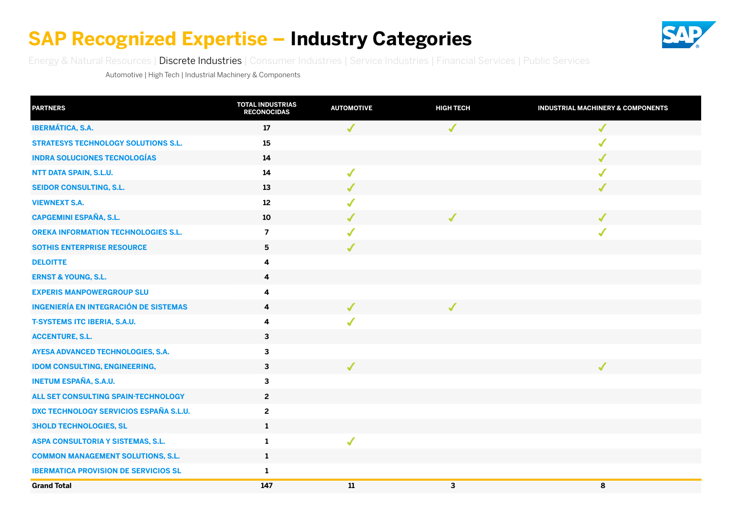# SAP Recognized Expertise – Industry Categories

Energy & Natural Resources | Discrete Industries | Consumer Industries | Service Industries | Financial Services | Public Services

Automotive | High Tech | Industrial Machinery & Components

| PARTNERS | TOTAL INDUSTRIAS RECONOCIDAS | AUTOMOTIVE | HIGH TECH | INDUSTRIAL MACHINERY & COMPONENTS |
|---|---|---|---|---|
| IBERMÁTICA, S.A. | 17 | ✓ | ✓ | ✓ |
| STRATESYS TECHNOLOGY SOLUTIONS S.L. | 15 | | | ✓ |
| INDRA SOLUCIONES TECNOLOGÍAS | 14 | | | ✓ |
| NTT DATA SPAIN, S.L.U. | 14 | ✓ | | ✓ |
| SEIDOR CONSULTING, S.L. | 13 | ✓ | | ✓ |
| VIEWNEXT S.A. | 12 | ✓ | | |
| CAPGEMINI ESPAÑA, S.L. | 10 | ✓ | ✓ | ✓ |
| OREKA INFORMATION TECHNOLOGIES S.L. | 7 | ✓ | | ✓ |
| SOTHIS ENTERPRISE RESOURCE | 5 | ✓ | | |
| DELOITTE | 4 | | | |
| ERNST & YOUNG, S.L. | 4 | | | |
| EXPERIS MANPOWERGROUP SLU | 4 | | | |
| INGENIERÍA EN INTEGRACIÓN DE SISTEMAS | 4 | ✓ | ✓ | |
| T-SYSTEMS ITC IBERIA, S.A.U. | 4 | ✓ | | |
| ACCENTURE, S.L. | 3 | | | |
| AYESA ADVANCED TECHNOLOGIES, S.A. | 3 | | | |
| IDOM CONSULTING, ENGINEERING, | 3 | ✓ | | ✓ |
| INETUM ESPAÑA, S.A.U. | 3 | | | |
| ALL SET CONSULTING SPAIN-TECHNOLOGY | 2 | | | |
| DXC TECHNOLOGY SERVICIOS ESPAÑA S.L.U. | 2 | | | |
| 3HOLD TECHNOLOGIES, SL | 1 | | | |
| ASPA CONSULTORIA Y SISTEMAS, S.L. | 1 | ✓ | | |
| COMMON MANAGEMENT SOLUTIONS, S.L. | 1 | | | |
| IBERMATICA PROVISION DE SERVICIOS SL | 1 | | | |
| **Grand Total** | **147** | **11** | **3** | **8** |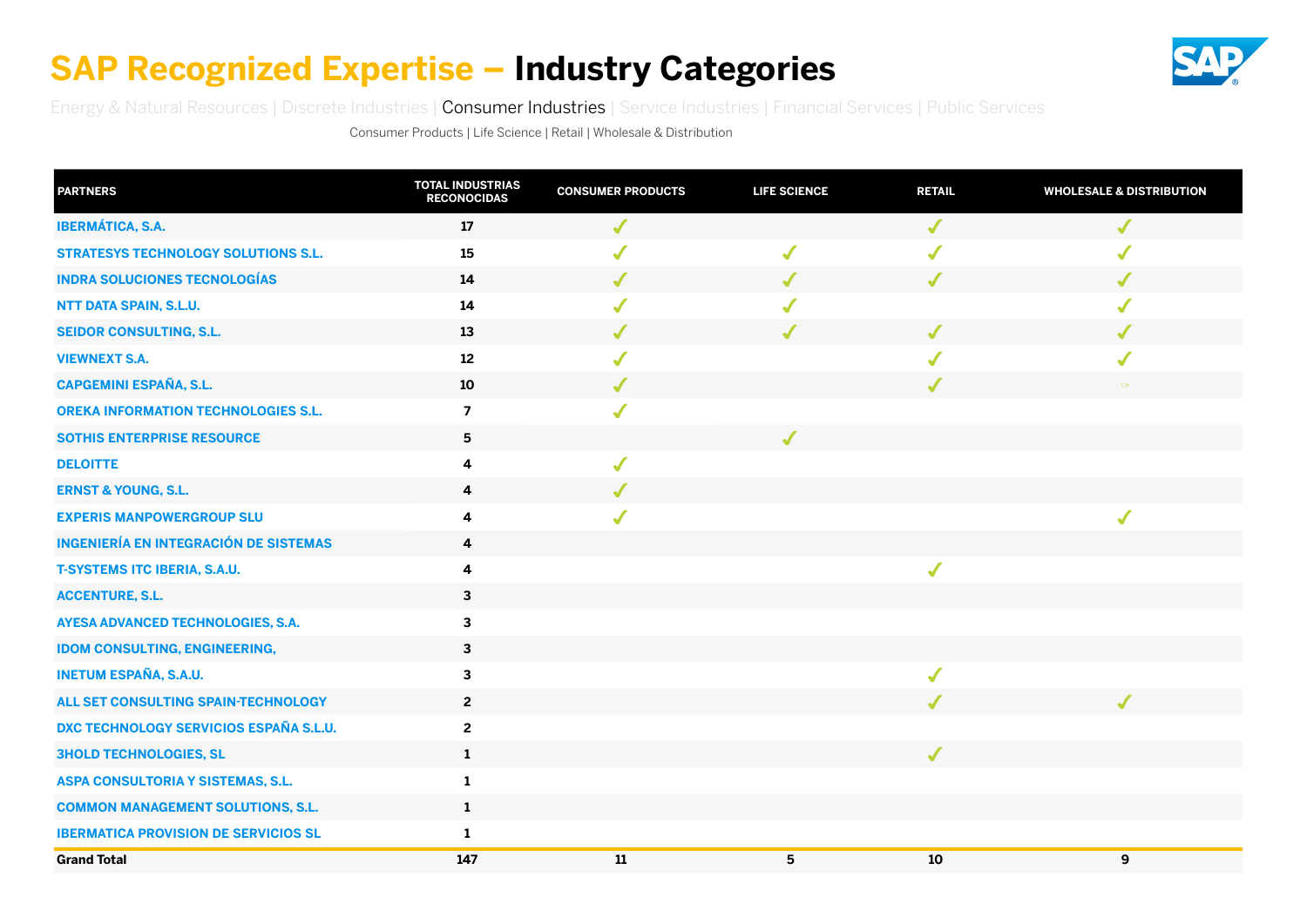# SAP Recognized Expertise – Industry Categories

Energy & Natural Resources | Discrete Industries | Consumer Industries | Service Industries | Financial Services | Public Services

Consumer Products | Life Science | Retail | Wholesale & Distribution

| PARTNERS | TOTAL INDUSTRIAS RECONOCIDAS | CONSUMER PRODUCTS | LIFE SCIENCE | RETAIL | WHOLESALE & DISTRIBUTION |
|---|---|---|---|---|---|
| IBERMÁTICA, S.A. | 17 | ✓ | | ✓ | ✓ |
| STRATESYS TECHNOLOGY SOLUTIONS S.L. | 15 | ✓ | ✓ | ✓ | ✓ |
| INDRA SOLUCIONES TECNOLOGÍAS | 14 | ✓ | ✓ | ✓ | ✓ |
| NTT DATA SPAIN, S.L.U. | 14 | ✓ | ✓ | | ✓ |
| SEIDOR CONSULTING, S.L. | 13 | ✓ | ✓ | ✓ | ✓ |
| VIEWNEXT S.A. | 12 | ✓ | | ✓ | ✓ |
| CAPGEMINI ESPAÑA, S.L. | 10 | ✓ | | ✓ | ✓ |
| OREKA INFORMATION TECHNOLOGIES S.L. | 7 | ✓ | | | |
| SOTHIS ENTERPRISE RESOURCE | 5 | | ✓ | | |
| DELOITTE | 4 | ✓ | | | |
| ERNST & YOUNG, S.L. | 4 | ✓ | | | |
| EXPERIS MANPOWERGROUP SLU | 4 | ✓ | | | ✓ |
| INGENIERÍA EN INTEGRACIÓN DE SISTEMAS | 4 | | | | |
| T-SYSTEMS ITC IBERIA, S.A.U. | 4 | | | ✓ | |
| ACCENTURE, S.L. | 3 | | | | |
| AYESA ADVANCED TECHNOLOGIES, S.A. | 3 | | | | |
| IDOM CONSULTING, ENGINEERING, | 3 | | | | |
| INETUM ESPAÑA, S.A.U. | 3 | | | ✓ | |
| ALL SET CONSULTING SPAIN-TECHNOLOGY | 2 | | | ✓ | ✓ |
| DXC TECHNOLOGY SERVICIOS ESPAÑA S.L.U. | 2 | | | | |
| 3HOLD TECHNOLOGIES, SL | 1 | | | ✓ | |
| ASPA CONSULTORIA Y SISTEMAS, S.L. | 1 | | | | |
| COMMON MANAGEMENT SOLUTIONS, S.L. | 1 | | | | |
| IBERMATICA PROVISION DE SERVICIOS SL | 1 | | | | |
| **Grand Total** | **147** | **11** | **5** | **10** | **9** |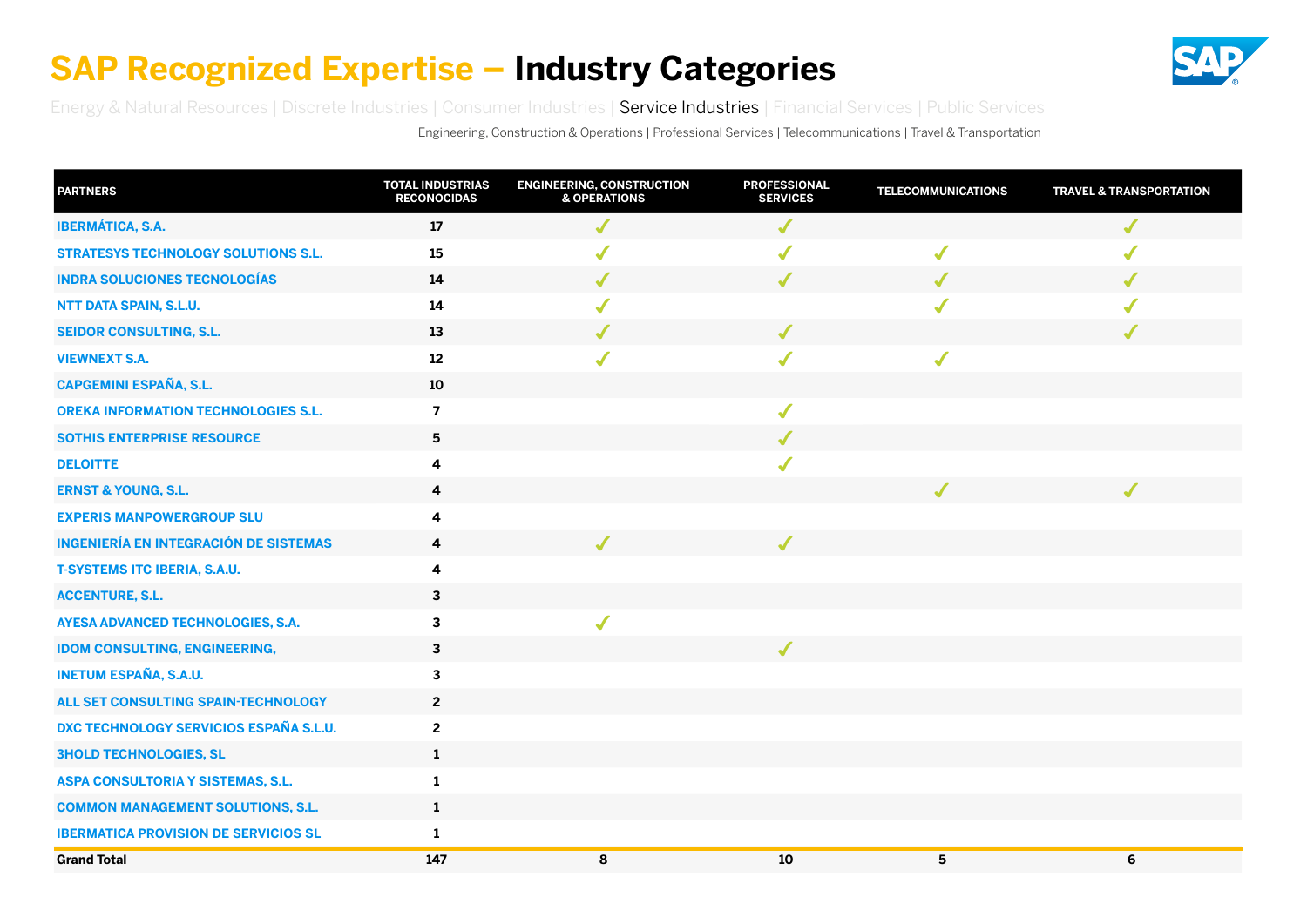# SAP Recognized Expertise – Industry Categories

Energy & Natural Resources | Discrete Industries | Consumer Industries | Service Industries | Financial Services | Public Services

Engineering, Construction & Operations | Professional Services | Telecommunications | Travel & Transportation

| PARTNERS | TOTAL INDUSTRIAS RECONOCIDAS | ENGINEERING, CONSTRUCTION & OPERATIONS | PROFESSIONAL SERVICES | TELECOMMUNICATIONS | TRAVEL & TRANSPORTATION |
|---|---|---|---|---|---|
| IBERMÁTICA, S.A. | 17 | ✓ | ✓ | | ✓ |
| STRATESYS TECHNOLOGY SOLUTIONS S.L. | 15 | ✓ | ✓ | ✓ | ✓ |
| INDRA SOLUCIONES TECNOLOGÍAS | 14 | ✓ | ✓ | ✓ | ✓ |
| NTT DATA SPAIN, S.L.U. | 14 | ✓ | | ✓ | ✓ |
| SEIDOR CONSULTING, S.L. | 13 | ✓ | ✓ | | ✓ |
| VIEWNEXT S.A. | 12 | ✓ | ✓ | ✓ | |
| CAPGEMINI ESPAÑA, S.L. | 10 | | | | |
| OREKA INFORMATION TECHNOLOGIES S.L. | 7 | | ✓ | | |
| SOTHIS ENTERPRISE RESOURCE | 5 | | ✓ | | |
| DELOITTE | 4 | | ✓ | | |
| ERNST & YOUNG, S.L. | 4 | | | ✓ | ✓ |
| EXPERIS MANPOWERGROUP SLU | 4 | | | | |
| INGENIERÍA EN INTEGRACIÓN DE SISTEMAS | 4 | ✓ | ✓ | | |
| T-SYSTEMS ITC IBERIA, S.A.U. | 4 | | | | |
| ACCENTURE, S.L. | 3 | | | | |
| AYESA ADVANCED TECHNOLOGIES, S.A. | 3 | ✓ | | | |
| IDOM CONSULTING, ENGINEERING, | 3 | | ✓ | | |
| INETUM ESPAÑA, S.A.U. | 3 | | | | |
| ALL SET CONSULTING SPAIN-TECHNOLOGY | 2 | | | | |
| DXC TECHNOLOGY SERVICIOS ESPAÑA S.L.U. | 2 | | | | |
| 3HOLD TECHNOLOGIES, SL | 1 | | | | |
| ASPA CONSULTORIA Y SISTEMAS, S.L. | 1 | | | | |
| COMMON MANAGEMENT SOLUTIONS, S.L. | 1 | | | | |
| IBERMATICA PROVISION DE SERVICIOS SL | 1 | | | | |
| **Grand Total** | **147** | **8** | **10** | **5** | **6** |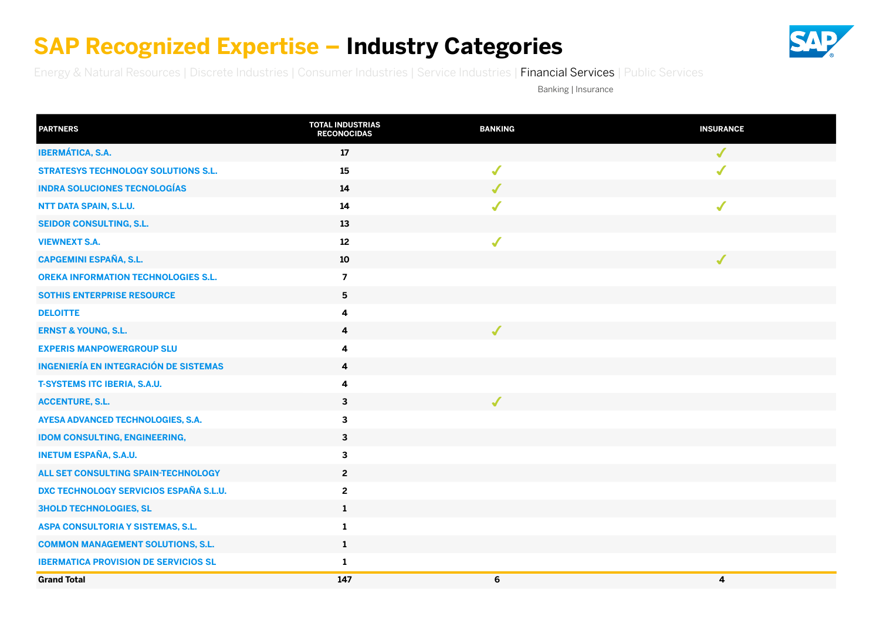# SAP Recognized Expertise – Industry Categories

Energy & Natural Resources | Discrete Industries | Consumer Industries | Service Industries | Financial Services | Public Services

Banking | Insurance

| PARTNERS | TOTAL INDUSTRIAS RECONOCIDAS | BANKING | INSURANCE |
|---|---|---|---|
| IBERMÁTICA, S.A. | 17 | | ✓ |
| STRATESYS TECHNOLOGY SOLUTIONS S.L. | 15 | ✓ | ✓ |
| INDRA SOLUCIONES TECNOLOGÍAS | 14 | ✓ | |
| NTT DATA SPAIN, S.L.U. | 14 | ✓ | ✓ |
| SEIDOR CONSULTING, S.L. | 13 | | |
| VIEWNEXT S.A. | 12 | ✓ | |
| CAPGEMINI ESPAÑA, S.L. | 10 | | ✓ |
| OREKA INFORMATION TECHNOLOGIES S.L. | 7 | | |
| SOTHIS ENTERPRISE RESOURCE | 5 | | |
| DELOITTE | 4 | | |
| ERNST & YOUNG, S.L. | 4 | ✓ | |
| EXPERIS MANPOWERGROUP SLU | 4 | | |
| INGENIERÍA EN INTEGRACIÓN DE SISTEMAS | 4 | | |
| T-SYSTEMS ITC IBERIA, S.A.U. | 4 | | |
| ACCENTURE, S.L. | 3 | ✓ | |
| AYESA ADVANCED TECHNOLOGIES, S.A. | 3 | | |
| IDOM CONSULTING, ENGINEERING, | 3 | | |
| INETUM ESPAÑA, S.A.U. | 3 | | |
| ALL SET CONSULTING SPAIN-TECHNOLOGY | 2 | | |
| DXC TECHNOLOGY SERVICIOS ESPAÑA S.L.U. | 2 | | |
| 3HOLD TECHNOLOGIES, SL | 1 | | |
| ASPA CONSULTORIA Y SISTEMAS, S.L. | 1 | | |
| COMMON MANAGEMENT SOLUTIONS, S.L. | 1 | | |
| IBERMATICA PROVISION DE SERVICIOS SL | 1 | | |
| **Grand Total** | **147** | **6** | **4** |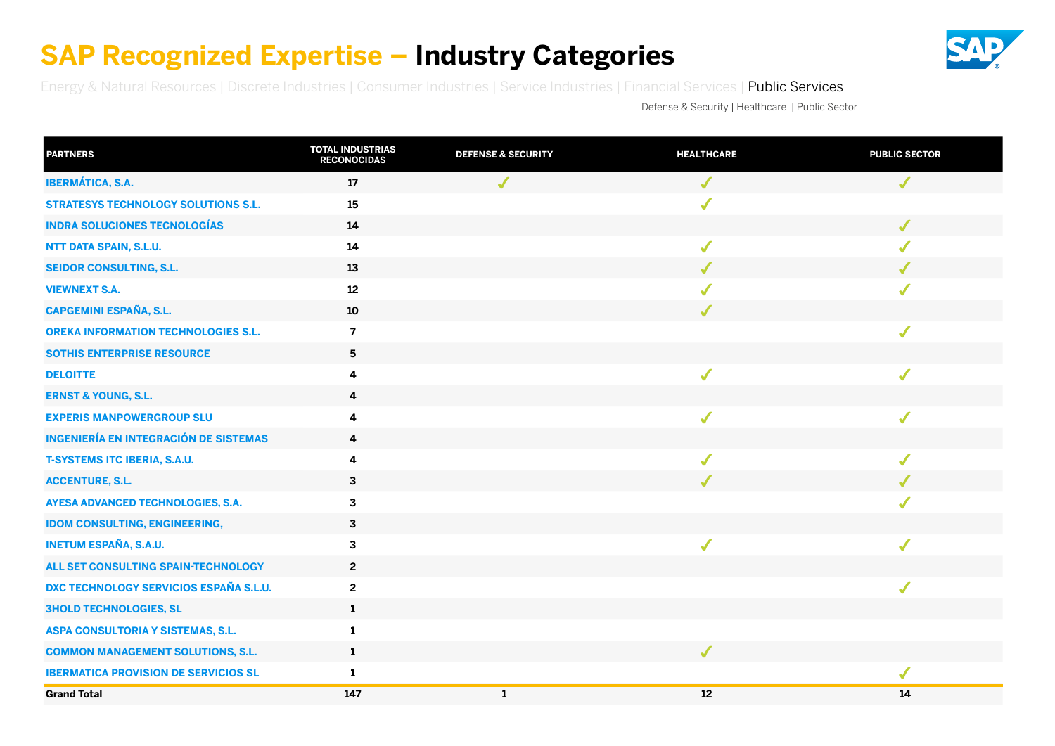# SAP Recognized Expertise – Industry Categories

Energy & Natural Resources | Discrete Industries | Consumer Industries | Service Industries | Financial Services | Public Services

Defense & Security | Healthcare | Public Sector

| PARTNERS | TOTAL INDUSTRIAS RECONOCIDAS | DEFENSE & SECURITY | HEALTHCARE | PUBLIC SECTOR |
|---|---|---|---|---|
| IBERMÁTICA, S.A. | 17 | ✓ | ✓ | ✓ |
| STRATESYS TECHNOLOGY SOLUTIONS S.L. | 15 | | ✓ | |
| INDRA SOLUCIONES TECNOLOGÍAS | 14 | | | ✓ |
| NTT DATA SPAIN, S.L.U. | 14 | | ✓ | ✓ |
| SEIDOR CONSULTING, S.L. | 13 | | ✓ | ✓ |
| VIEWNEXT S.A. | 12 | | ✓ | ✓ |
| CAPGEMINI ESPAÑA, S.L. | 10 | | ✓ | |
| OREKA INFORMATION TECHNOLOGIES S.L. | 7 | | | ✓ |
| SOTHIS ENTERPRISE RESOURCE | 5 | | | |
| DELOITTE | 4 | | ✓ | ✓ |
| ERNST & YOUNG, S.L. | 4 | | | |
| EXPERIS MANPOWERGROUP SLU | 4 | | ✓ | ✓ |
| INGENIERÍA EN INTEGRACIÓN DE SISTEMAS | 4 | | | |
| T-SYSTEMS ITC IBERIA, S.A.U. | 4 | | ✓ | ✓ |
| ACCENTURE, S.L. | 3 | | ✓ | ✓ |
| AYESA ADVANCED TECHNOLOGIES, S.A. | 3 | | | ✓ |
| IDOM CONSULTING, ENGINEERING, | 3 | | | |
| INETUM ESPAÑA, S.A.U. | 3 | | ✓ | ✓ |
| ALL SET CONSULTING SPAIN-TECHNOLOGY | 2 | | | |
| DXC TECHNOLOGY SERVICIOS ESPAÑA S.L.U. | 2 | | | ✓ |
| 3HOLD TECHNOLOGIES, SL | 1 | | | |
| ASPA CONSULTORIA Y SISTEMAS, S.L. | 1 | | | |
| COMMON MANAGEMENT SOLUTIONS, S.L. | 1 | | ✓ | |
| IBERMATICA PROVISION DE SERVICIOS SL | 1 | | | ✓ |
| **Grand Total** | **147** | **1** | **12** | **14** |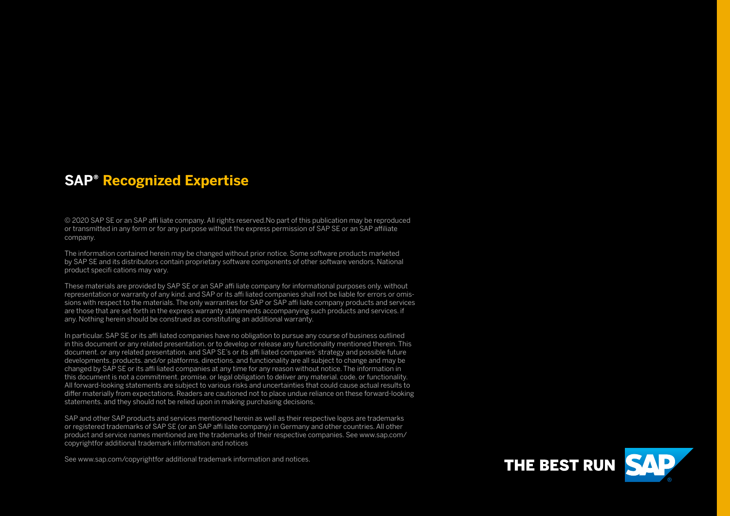## SAP® Recognized Expertise

© 2020 SAP SE or an SAP affi liate company. All rights reserved.No part of this publication may be reproduced or transmitted in any form or for any purpose without the express permission of SAP SE or an SAP affiliate company.

The information contained herein may be changed without prior notice. Some software products marketed by SAP SE and its distributors contain proprietary software components of other software vendors. National product specifi cations may vary.

These materials are provided by SAP SE or an SAP affi liate company for informational purposes only. without representation or warranty of any kind. and SAP or its affi liated companies shall not be liable for errors or omissions with respect to the materials. The only warranties for SAP or SAP affi liate company products and services are those that are set forth in the express warranty statements accompanying such products and services. if any. Nothing herein should be construed as constituting an additional warranty.

In particular. SAP SE or its affi liated companies have no obligation to pursue any course of business outlined in this document or any related presentation. or to develop or release any functionality mentioned therein. This document. or any related presentation. and SAP SE's or its affi liated companies' strategy and possible future developments. products. and/or platforms. directions. and functionality are all subject to change and may be changed by SAP SE or its affi liated companies at any time for any reason without notice. The information in this document is not a commitment. promise. or legal obligation to deliver any material. code. or functionality. All forward-looking statements are subject to various risks and uncertainties that could cause actual results to differ materially from expectations. Readers are cautioned not to place undue reliance on these forward-looking statements. and they should not be relied upon in making purchasing decisions.

SAP and other SAP products and services mentioned herein as well as their respective logos are trademarks or registered trademarks of SAP SE (or an SAP affi liate company) in Germany and other countries. All other product and service names mentioned are the trademarks of their respective companies. See www.sap.com/copyrightfor additional trademark information and notices

See www.sap.com/copyrightfor additional trademark information and notices.

THE BEST RUN SAP®